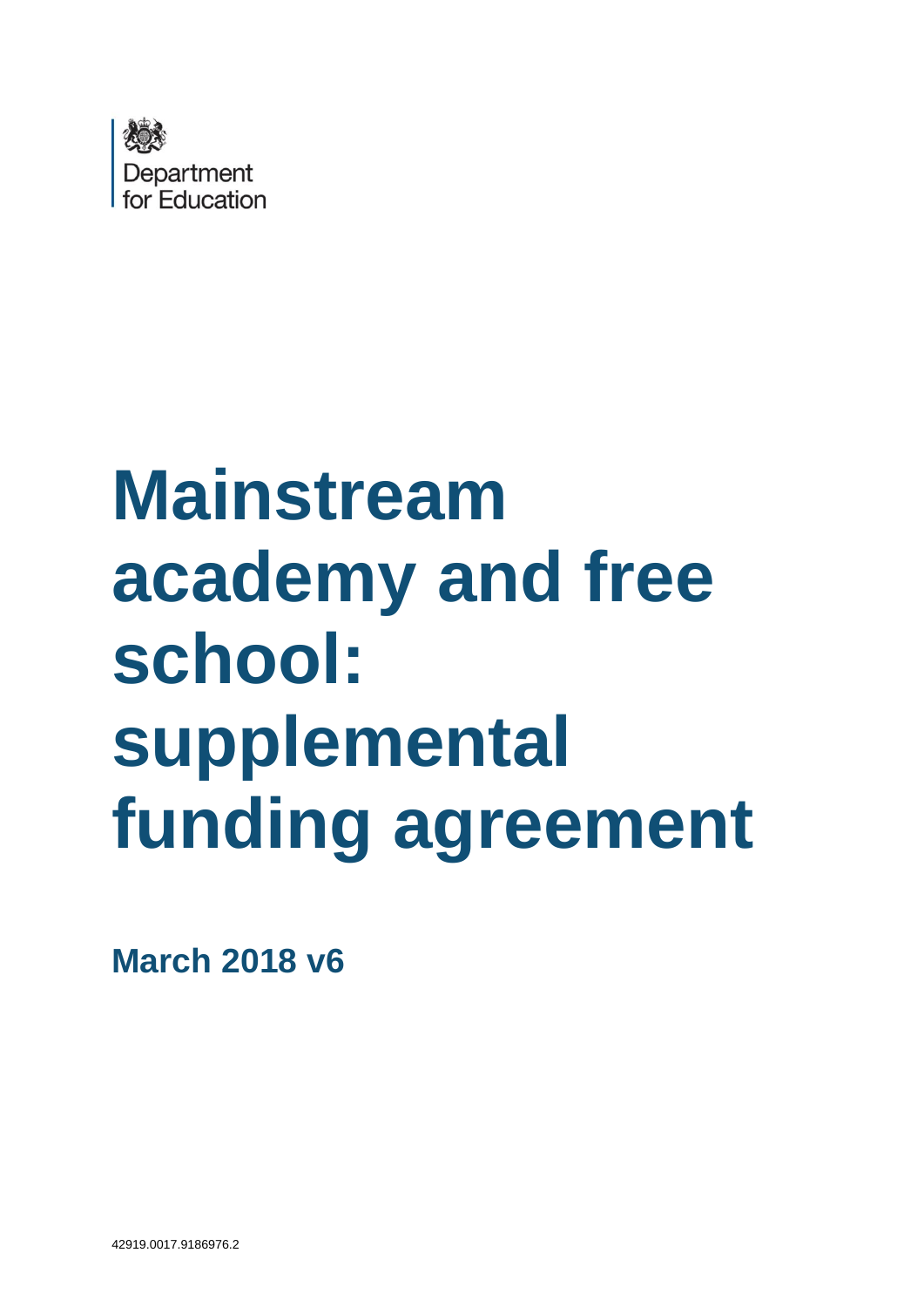Department for Education

# Mainstream academy and free school: supplemental funding agreement

**March 2018 v6**

42919.0017.9186976.2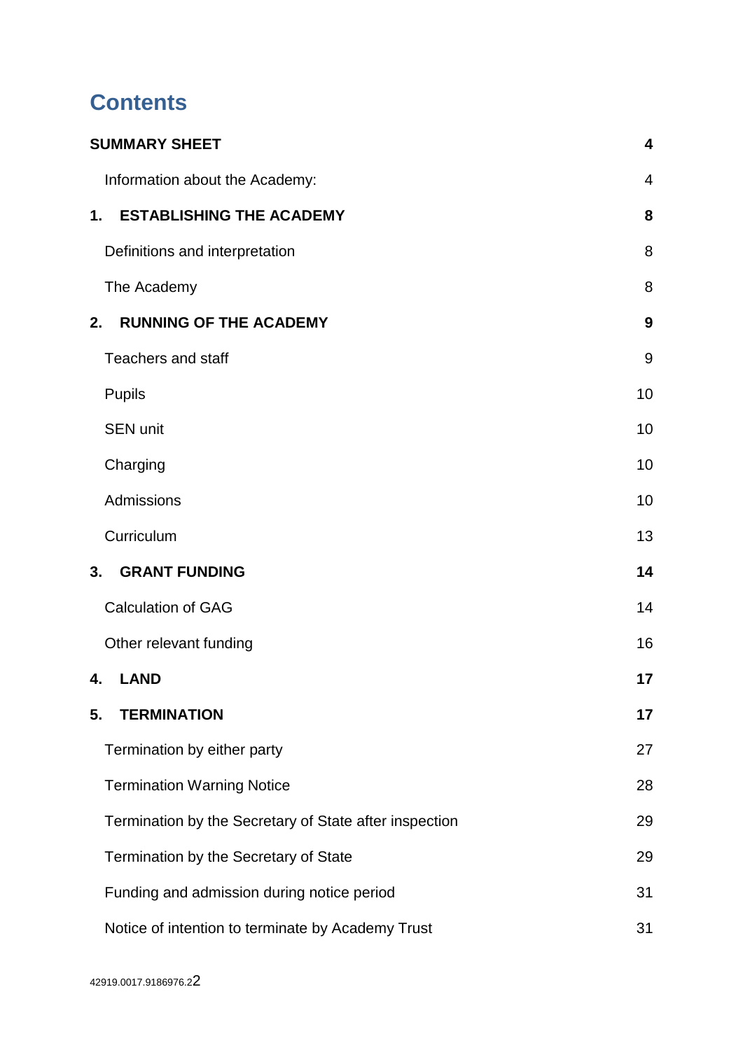# Contents

| | |
|---|---|
| **SUMMARY SHEET** | **4** |
| Information about the Academy: | 4 |
| **1. ESTABLISHING THE ACADEMY** | **8** |
| Definitions and interpretation | 8 |
| The Academy | 8 |
| **2. RUNNING OF THE ACADEMY** | **9** |
| Teachers and staff | 9 |
| Pupils | 10 |
| SEN unit | 10 |
| Charging | 10 |
| Admissions | 10 |
| Curriculum | 13 |
| **3. GRANT FUNDING** | **14** |
| Calculation of GAG | 14 |
| Other relevant funding | 16 |
| **4. LAND** | **17** |
| **5. TERMINATION** | **17** |
| Termination by either party | 27 |
| Termination Warning Notice | 28 |
| Termination by the Secretary of State after inspection | 29 |
| Termination by the Secretary of State | 29 |
| Funding and admission during notice period | 31 |
| Notice of intention to terminate by Academy Trust | 31 |

42919.0017.9186976.2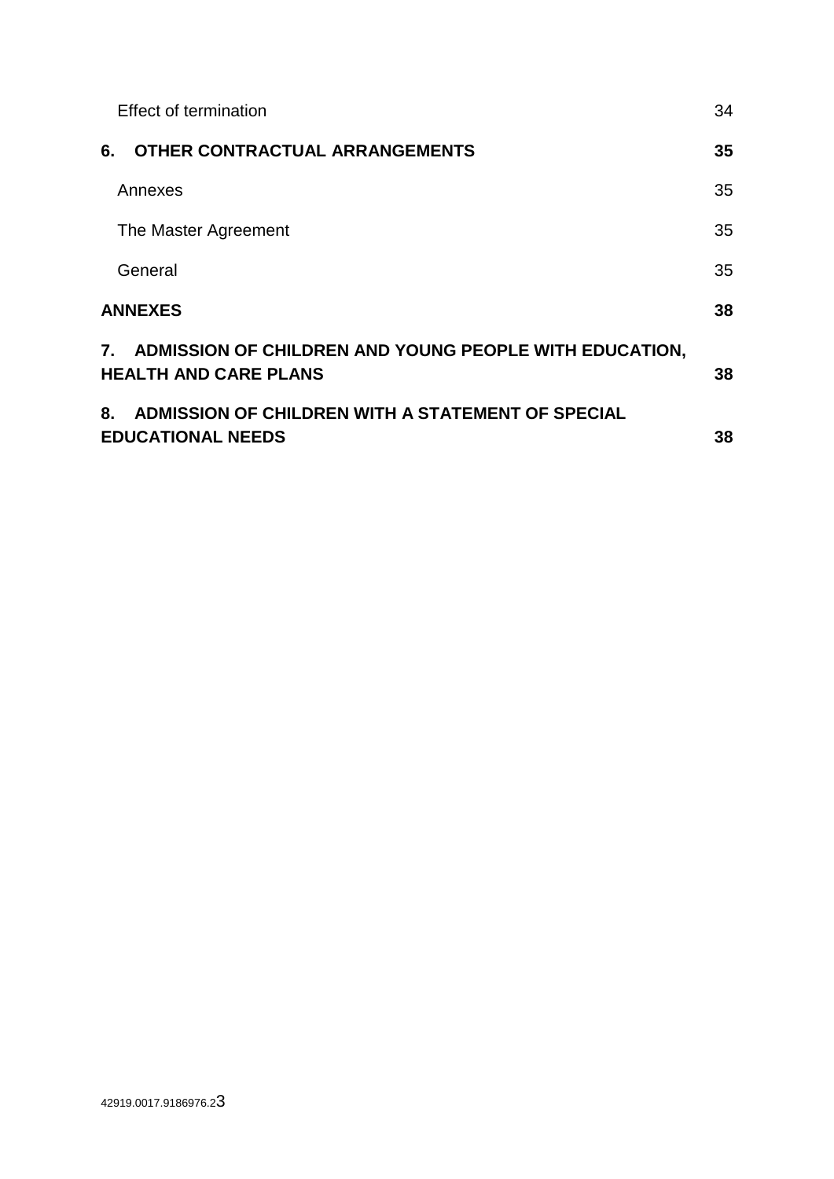Effect of termination 34

**6. OTHER CONTRACTUAL ARRANGEMENTS 35**

Annexes 35

The Master Agreement 35

General 35

**ANNEXES 38**

**7. ADMISSION OF CHILDREN AND YOUNG PEOPLE WITH EDUCATION, HEALTH AND CARE PLANS 38**

**8. ADMISSION OF CHILDREN WITH A STATEMENT OF SPECIAL EDUCATIONAL NEEDS 38**

42919.0017.9186976.2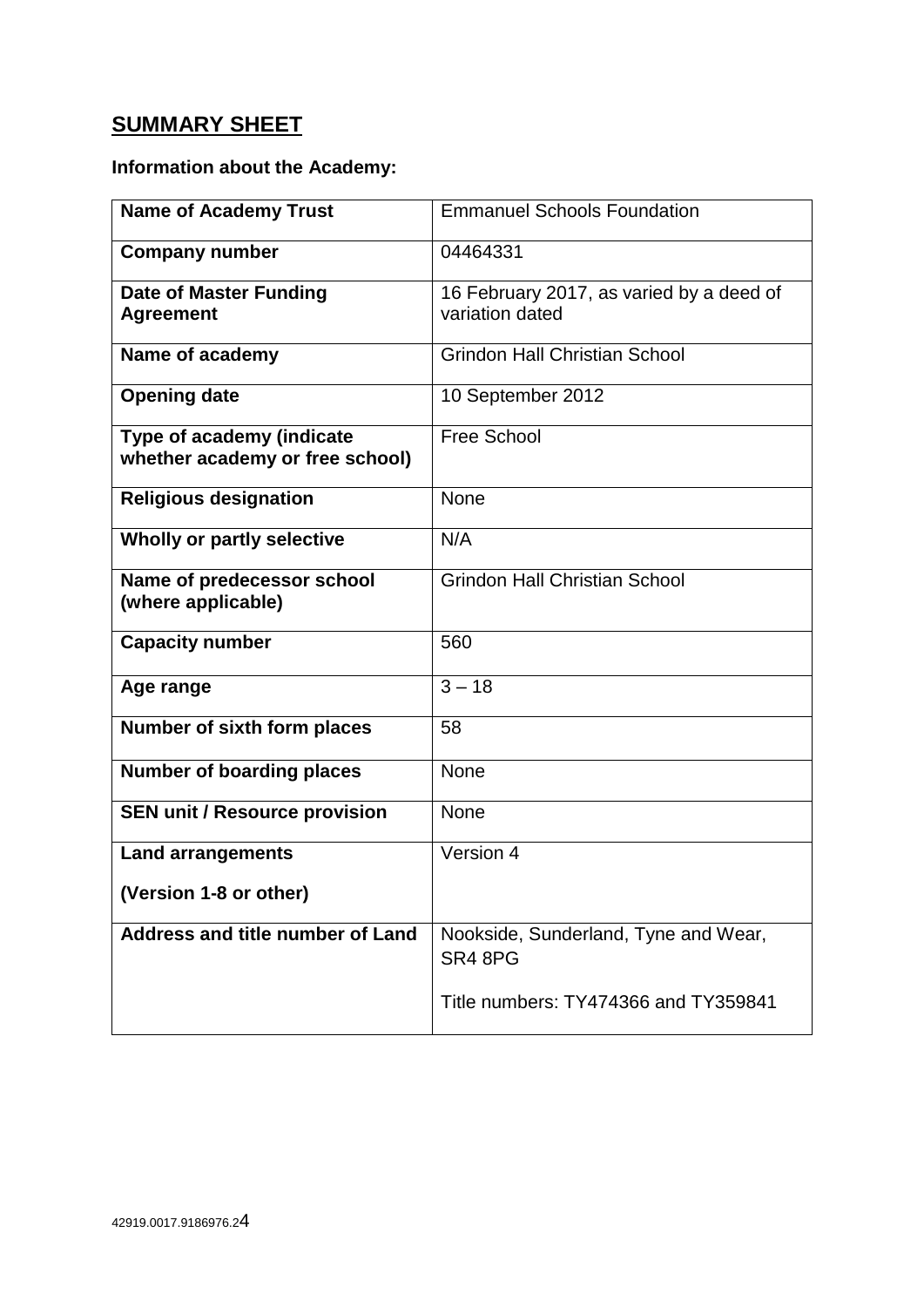## SUMMARY SHEET

**Information about the Academy:**

| **Name of Academy Trust** | Emmanuel Schools Foundation |
|---|---|
| **Company number** | 04464331 |
| **Date of Master Funding Agreement** | 16 February 2017, as varied by a deed of variation dated |
| **Name of academy** | Grindon Hall Christian School |
| **Opening date** | 10 September 2012 |
| **Type of academy (indicate whether academy or free school)** | Free School |
| **Religious designation** | None |
| **Wholly or partly selective** | N/A |
| **Name of predecessor school (where applicable)** | Grindon Hall Christian School |
| **Capacity number** | 560 |
| **Age range** | 3 – 18 |
| **Number of sixth form places** | 58 |
| **Number of boarding places** | None |
| **SEN unit / Resource provision** | None |
| **Land arrangements**<br><br>**(Version 1-8 or other)** | Version 4 |
| **Address and title number of Land** | Nookside, Sunderland, Tyne and Wear, SR4 8PG<br><br>Title numbers: TY474366 and TY359841 |

42919.0017.9186976.2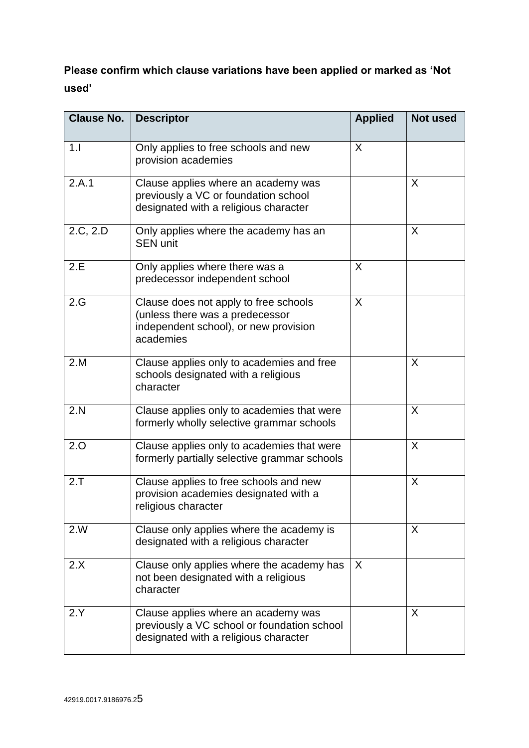**Please confirm which clause variations have been applied or marked as 'Not used'**

| Clause No. | Descriptor | Applied | Not used |
|---|---|---|---|
| 1.I | Only applies to free schools and new provision academies | X | |
| 2.A.1 | Clause applies where an academy was previously a VC or foundation school designated with a religious character | | X |
| 2.C, 2.D | Only applies where the academy has an SEN unit | | X |
| 2.E | Only applies where there was a predecessor independent school | X | |
| 2.G | Clause does not apply to free schools (unless there was a predecessor independent school), or new provision academies | X | |
| 2.M | Clause applies only to academies and free schools designated with a religious character | | X |
| 2.N | Clause applies only to academies that were formerly wholly selective grammar schools | | X |
| 2.O | Clause applies only to academies that were formerly partially selective grammar schools | | X |
| 2.T | Clause applies to free schools and new provision academies designated with a religious character | | X |
| 2.W | Clause only applies where the academy is designated with a religious character | | X |
| 2.X | Clause only applies where the academy has not been designated with a religious character | X | |
| 2.Y | Clause applies where an academy was previously a VC school or foundation school designated with a religious character | | X |

42919.0017.9186976.2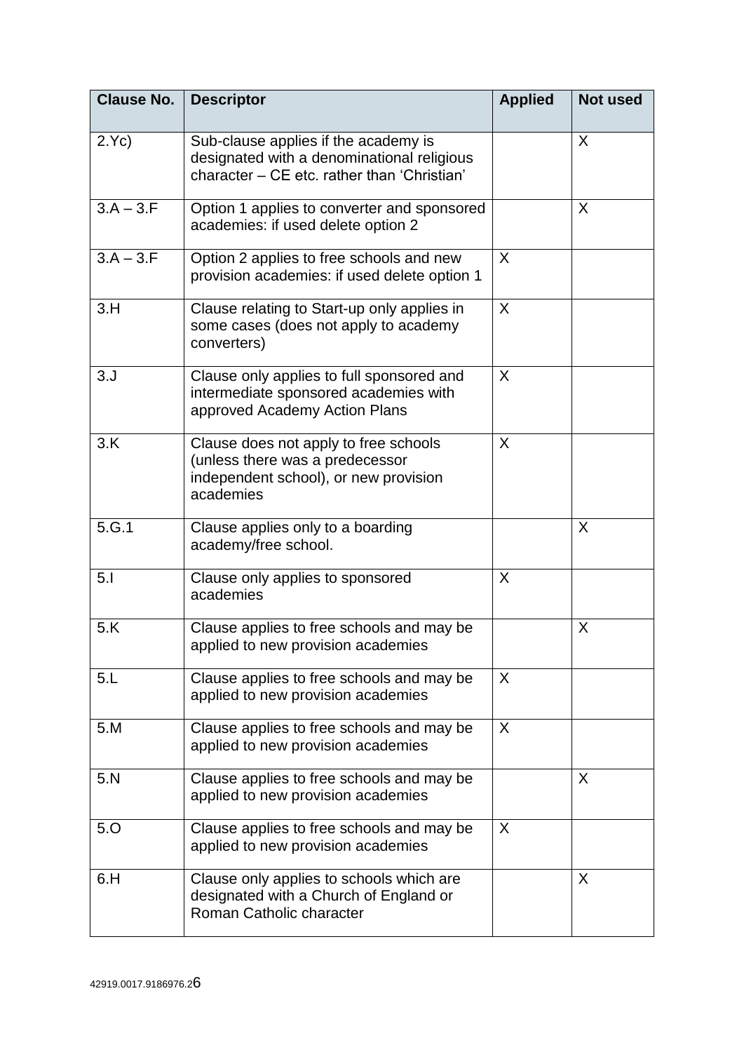| Clause No. | Descriptor | Applied | Not used |
|---|---|---|---|
| 2.Yc) | Sub-clause applies if the academy is designated with a denominational religious character – CE etc. rather than 'Christian' | | X |
| 3.A – 3.F | Option 1 applies to converter and sponsored academies: if used delete option 2 | | X |
| 3.A – 3.F | Option 2 applies to free schools and new provision academies: if used delete option 1 | X | |
| 3.H | Clause relating to Start-up only applies in some cases (does not apply to academy converters) | X | |
| 3.J | Clause only applies to full sponsored and intermediate sponsored academies with approved Academy Action Plans | X | |
| 3.K | Clause does not apply to free schools (unless there was a predecessor independent school), or new provision academies | X | |
| 5.G.1 | Clause applies only to a boarding academy/free school. | | X |
| 5.I | Clause only applies to sponsored academies | X | |
| 5.K | Clause applies to free schools and may be applied to new provision academies | | X |
| 5.L | Clause applies to free schools and may be applied to new provision academies | X | |
| 5.M | Clause applies to free schools and may be applied to new provision academies | X | |
| 5.N | Clause applies to free schools and may be applied to new provision academies | | X |
| 5.O | Clause applies to free schools and may be applied to new provision academies | X | |
| 6.H | Clause only applies to schools which are designated with a Church of England or Roman Catholic character | | X |

42919.0017.9186976.2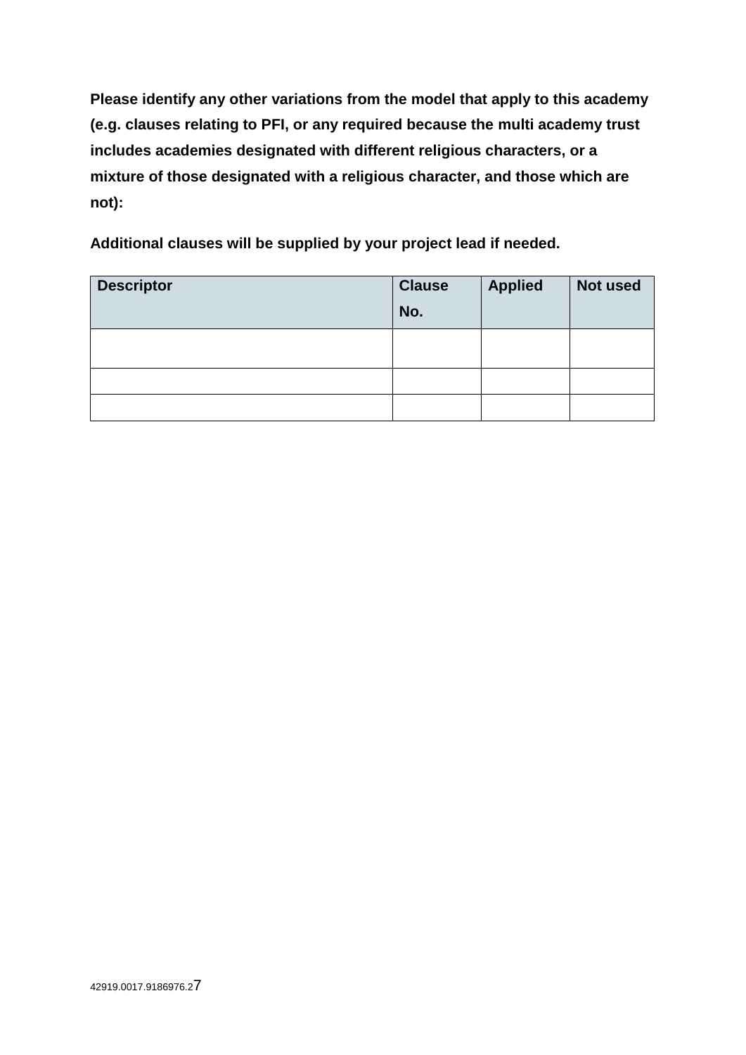**Please identify any other variations from the model that apply to this academy (e.g. clauses relating to PFI, or any required because the multi academy trust includes academies designated with different religious characters, or a mixture of those designated with a religious character, and those which are not):**

**Additional clauses will be supplied by your project lead if needed.**

| Descriptor | Clause No. | Applied | Not used |
|---|---|---|---|
| | | | |
| | | | |
| | | | |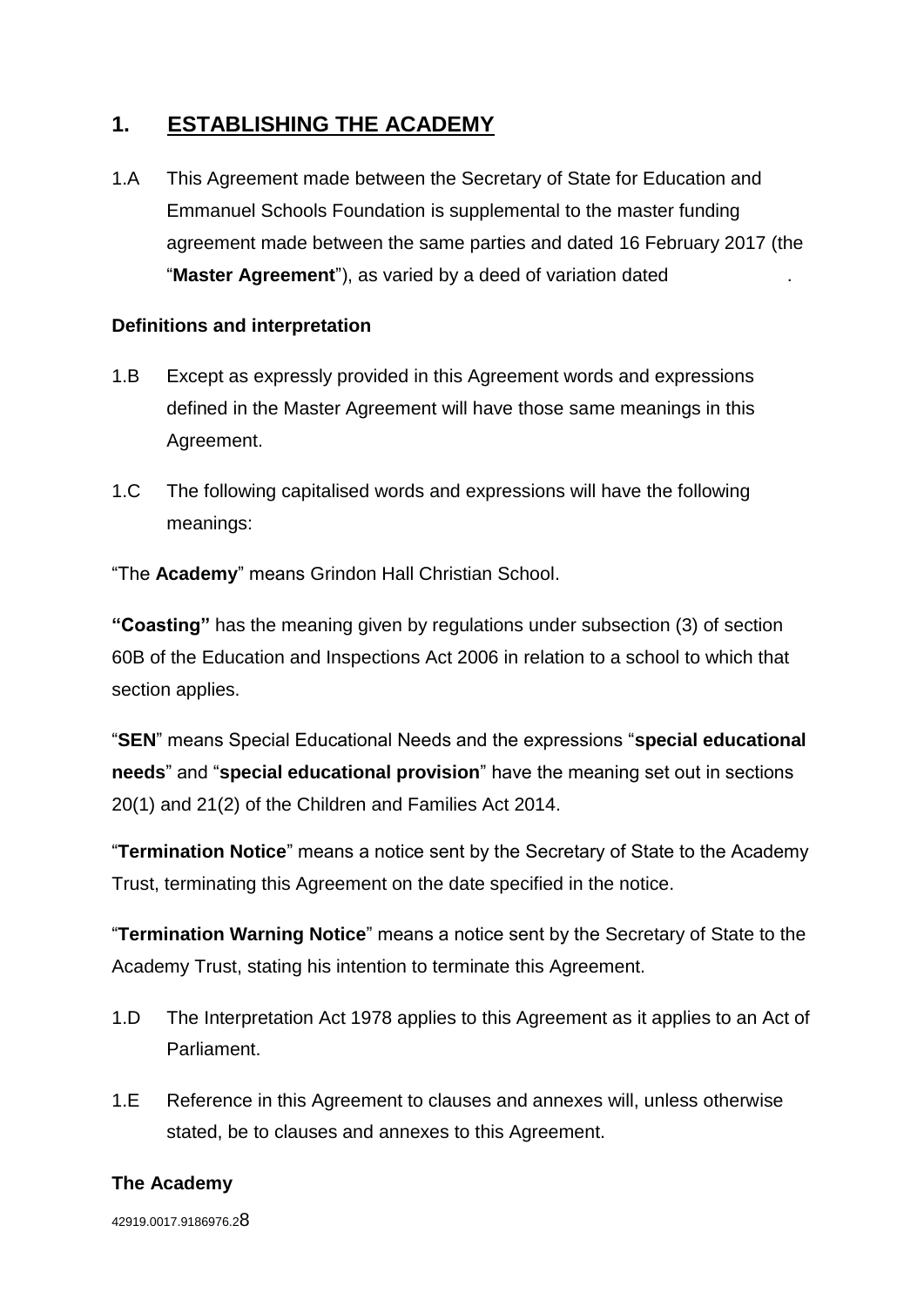## 1. ESTABLISHING THE ACADEMY

1.A This Agreement made between the Secretary of State for Education and Emmanuel Schools Foundation is supplemental to the master funding agreement made between the same parties and dated 16 February 2017 (the "**Master Agreement**"), as varied by a deed of variation dated .

**Definitions and interpretation**

1.B Except as expressly provided in this Agreement words and expressions defined in the Master Agreement will have those same meanings in this Agreement.

1.C The following capitalised words and expressions will have the following meanings:

"The **Academy**" means Grindon Hall Christian School.

**"Coasting"** has the meaning given by regulations under subsection (3) of section 60B of the Education and Inspections Act 2006 in relation to a school to which that section applies.

"**SEN**" means Special Educational Needs and the expressions "**special educational needs**" and "**special educational provision**" have the meaning set out in sections 20(1) and 21(2) of the Children and Families Act 2014.

"**Termination Notice**" means a notice sent by the Secretary of State to the Academy Trust, terminating this Agreement on the date specified in the notice.

"**Termination Warning Notice**" means a notice sent by the Secretary of State to the Academy Trust, stating his intention to terminate this Agreement.

1.D The Interpretation Act 1978 applies to this Agreement as it applies to an Act of Parliament.

1.E Reference in this Agreement to clauses and annexes will, unless otherwise stated, be to clauses and annexes to this Agreement.

**The Academy**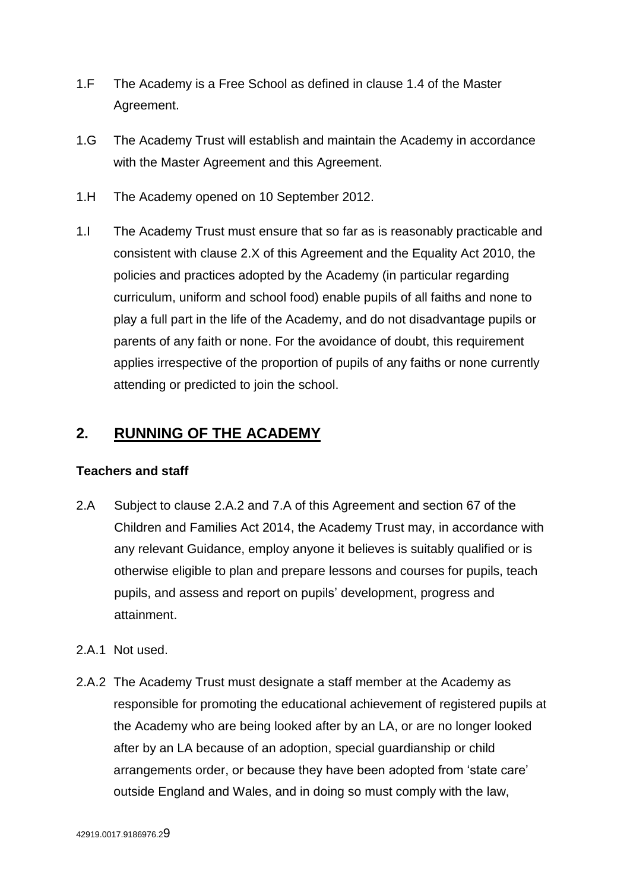1.F The Academy is a Free School as defined in clause 1.4 of the Master Agreement.

1.G The Academy Trust will establish and maintain the Academy in accordance with the Master Agreement and this Agreement.

1.H The Academy opened on 10 September 2012.

1.I The Academy Trust must ensure that so far as is reasonably practicable and consistent with clause 2.X of this Agreement and the Equality Act 2010, the policies and practices adopted by the Academy (in particular regarding curriculum, uniform and school food) enable pupils of all faiths and none to play a full part in the life of the Academy, and do not disadvantage pupils or parents of any faith or none. For the avoidance of doubt, this requirement applies irrespective of the proportion of pupils of any faiths or none currently attending or predicted to join the school.

## 2. RUNNING OF THE ACADEMY

### Teachers and staff

2.A Subject to clause 2.A.2 and 7.A of this Agreement and section 67 of the Children and Families Act 2014, the Academy Trust may, in accordance with any relevant Guidance, employ anyone it believes is suitably qualified or is otherwise eligible to plan and prepare lessons and courses for pupils, teach pupils, and assess and report on pupils' development, progress and attainment.

2.A.1 Not used.

2.A.2 The Academy Trust must designate a staff member at the Academy as responsible for promoting the educational achievement of registered pupils at the Academy who are being looked after by an LA, or are no longer looked after by an LA because of an adoption, special guardianship or child arrangements order, or because they have been adopted from 'state care' outside England and Wales, and in doing so must comply with the law,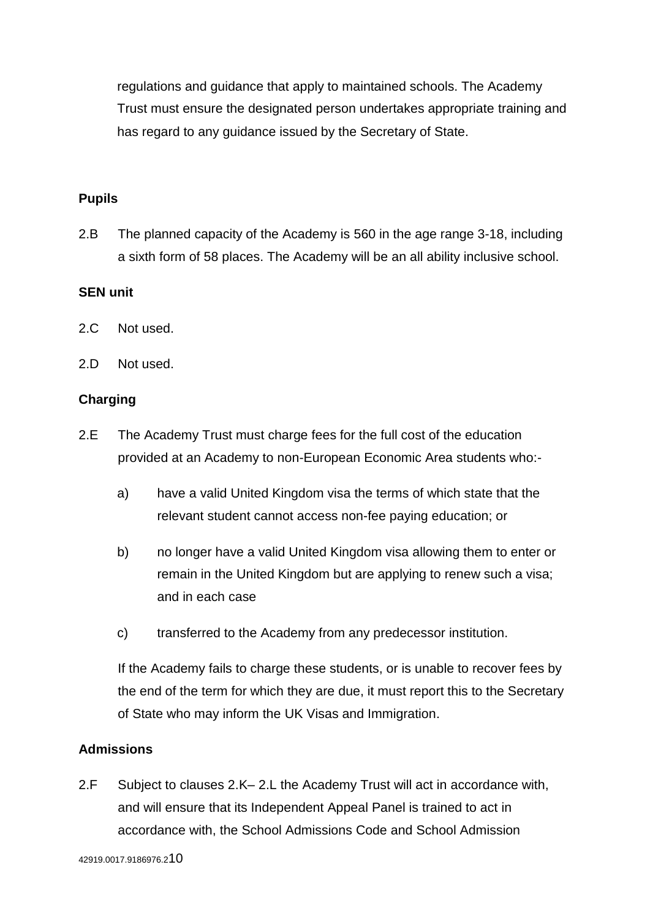regulations and guidance that apply to maintained schools. The Academy Trust must ensure the designated person undertakes appropriate training and has regard to any guidance issued by the Secretary of State.

**Pupils**

2.B The planned capacity of the Academy is 560 in the age range 3-18, including a sixth form of 58 places. The Academy will be an all ability inclusive school.

**SEN unit**

2.C Not used.

2.D Not used.

**Charging**

2.E The Academy Trust must charge fees for the full cost of the education provided at an Academy to non-European Economic Area students who:-

a) have a valid United Kingdom visa the terms of which state that the relevant student cannot access non-fee paying education; or

b) no longer have a valid United Kingdom visa allowing them to enter or remain in the United Kingdom but are applying to renew such a visa; and in each case

c) transferred to the Academy from any predecessor institution.

If the Academy fails to charge these students, or is unable to recover fees by the end of the term for which they are due, it must report this to the Secretary of State who may inform the UK Visas and Immigration.

**Admissions**

2.F Subject to clauses 2.K– 2.L the Academy Trust will act in accordance with, and will ensure that its Independent Appeal Panel is trained to act in accordance with, the School Admissions Code and School Admission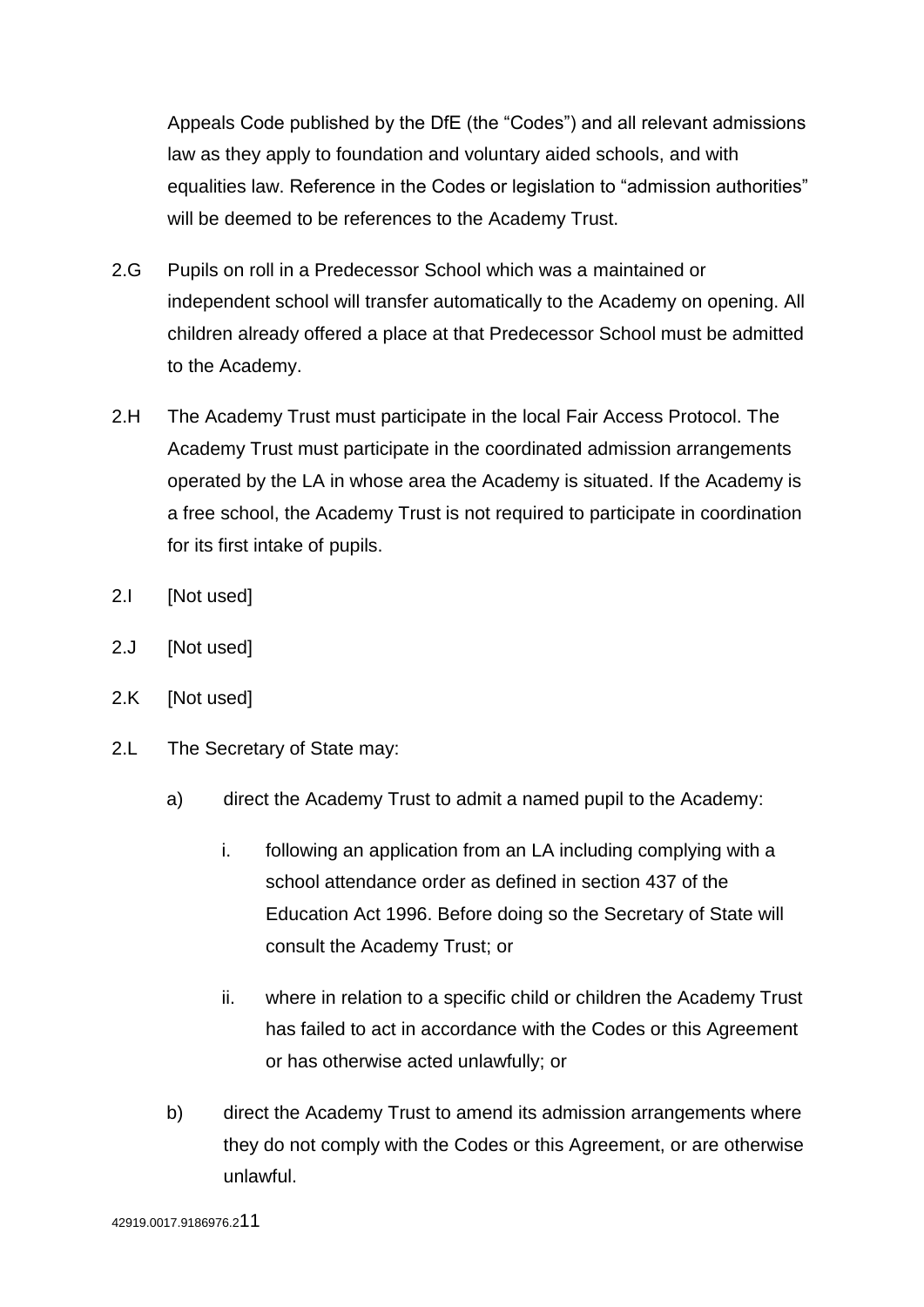Appeals Code published by the DfE (the "Codes") and all relevant admissions law as they apply to foundation and voluntary aided schools, and with equalities law. Reference in the Codes or legislation to "admission authorities" will be deemed to be references to the Academy Trust.

2.G Pupils on roll in a Predecessor School which was a maintained or independent school will transfer automatically to the Academy on opening. All children already offered a place at that Predecessor School must be admitted to the Academy.

2.H The Academy Trust must participate in the local Fair Access Protocol. The Academy Trust must participate in the coordinated admission arrangements operated by the LA in whose area the Academy is situated. If the Academy is a free school, the Academy Trust is not required to participate in coordination for its first intake of pupils.

2.I [Not used]

2.J [Not used]

2.K [Not used]

2.L The Secretary of State may:

a) direct the Academy Trust to admit a named pupil to the Academy:

   i. following an application from an LA including complying with a school attendance order as defined in section 437 of the Education Act 1996. Before doing so the Secretary of State will consult the Academy Trust; or

   ii. where in relation to a specific child or children the Academy Trust has failed to act in accordance with the Codes or this Agreement or has otherwise acted unlawfully; or

b) direct the Academy Trust to amend its admission arrangements where they do not comply with the Codes or this Agreement, or are otherwise unlawful.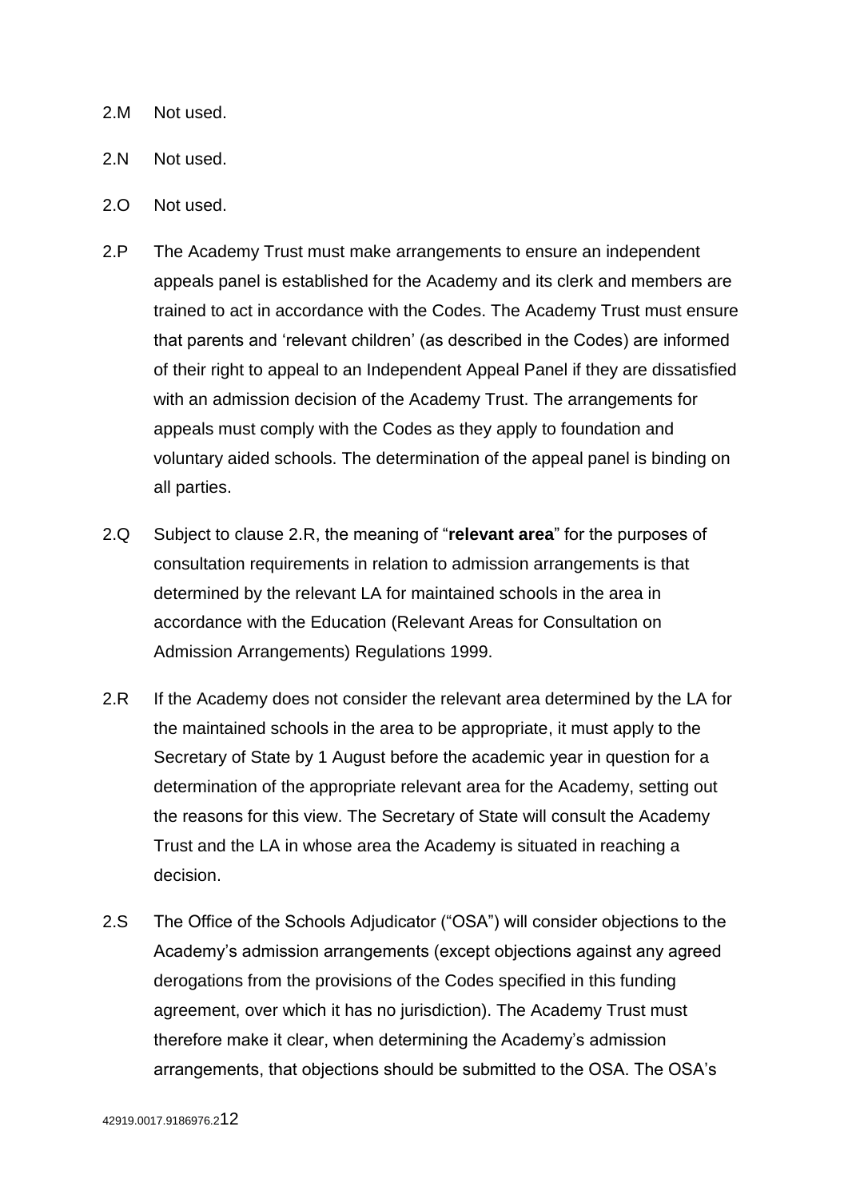2.M Not used.

2.N Not used.

2.O Not used.

2.P The Academy Trust must make arrangements to ensure an independent appeals panel is established for the Academy and its clerk and members are trained to act in accordance with the Codes. The Academy Trust must ensure that parents and 'relevant children' (as described in the Codes) are informed of their right to appeal to an Independent Appeal Panel if they are dissatisfied with an admission decision of the Academy Trust. The arrangements for appeals must comply with the Codes as they apply to foundation and voluntary aided schools. The determination of the appeal panel is binding on all parties.

2.Q Subject to clause 2.R, the meaning of "**relevant area**" for the purposes of consultation requirements in relation to admission arrangements is that determined by the relevant LA for maintained schools in the area in accordance with the Education (Relevant Areas for Consultation on Admission Arrangements) Regulations 1999.

2.R If the Academy does not consider the relevant area determined by the LA for the maintained schools in the area to be appropriate, it must apply to the Secretary of State by 1 August before the academic year in question for a determination of the appropriate relevant area for the Academy, setting out the reasons for this view. The Secretary of State will consult the Academy Trust and the LA in whose area the Academy is situated in reaching a decision.

2.S The Office of the Schools Adjudicator ("OSA") will consider objections to the Academy's admission arrangements (except objections against any agreed derogations from the provisions of the Codes specified in this funding agreement, over which it has no jurisdiction). The Academy Trust must therefore make it clear, when determining the Academy's admission arrangements, that objections should be submitted to the OSA. The OSA's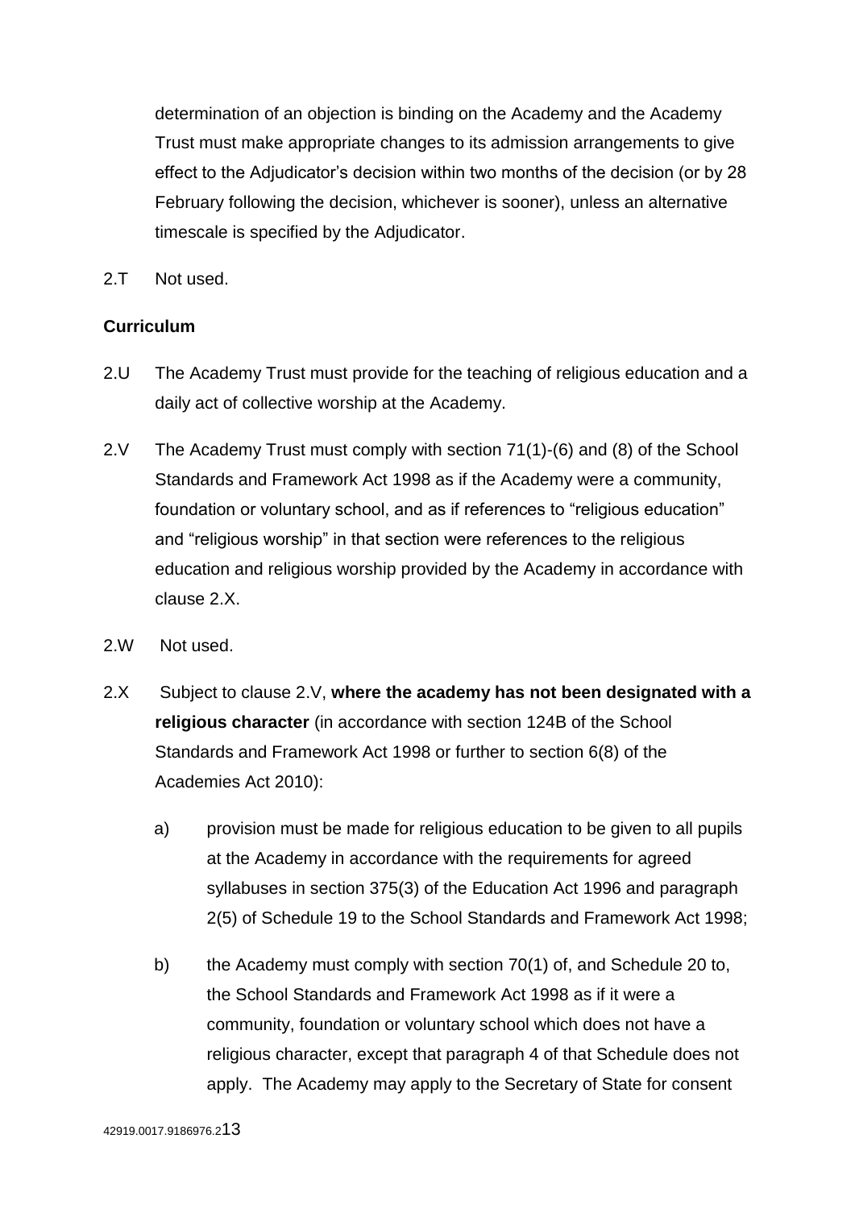determination of an objection is binding on the Academy and the Academy Trust must make appropriate changes to its admission arrangements to give effect to the Adjudicator's decision within two months of the decision (or by 28 February following the decision, whichever is sooner), unless an alternative timescale is specified by the Adjudicator.

2.T Not used.

**Curriculum**

2.U The Academy Trust must provide for the teaching of religious education and a daily act of collective worship at the Academy.

2.V The Academy Trust must comply with section 71(1)-(6) and (8) of the School Standards and Framework Act 1998 as if the Academy were a community, foundation or voluntary school, and as if references to "religious education" and "religious worship" in that section were references to the religious education and religious worship provided by the Academy in accordance with clause 2.X.

2.W Not used.

2.X Subject to clause 2.V, **where the academy has not been designated with a religious character** (in accordance with section 124B of the School Standards and Framework Act 1998 or further to section 6(8) of the Academies Act 2010):

a) provision must be made for religious education to be given to all pupils at the Academy in accordance with the requirements for agreed syllabuses in section 375(3) of the Education Act 1996 and paragraph 2(5) of Schedule 19 to the School Standards and Framework Act 1998;

b) the Academy must comply with section 70(1) of, and Schedule 20 to, the School Standards and Framework Act 1998 as if it were a community, foundation or voluntary school which does not have a religious character, except that paragraph 4 of that Schedule does not apply. The Academy may apply to the Secretary of State for consent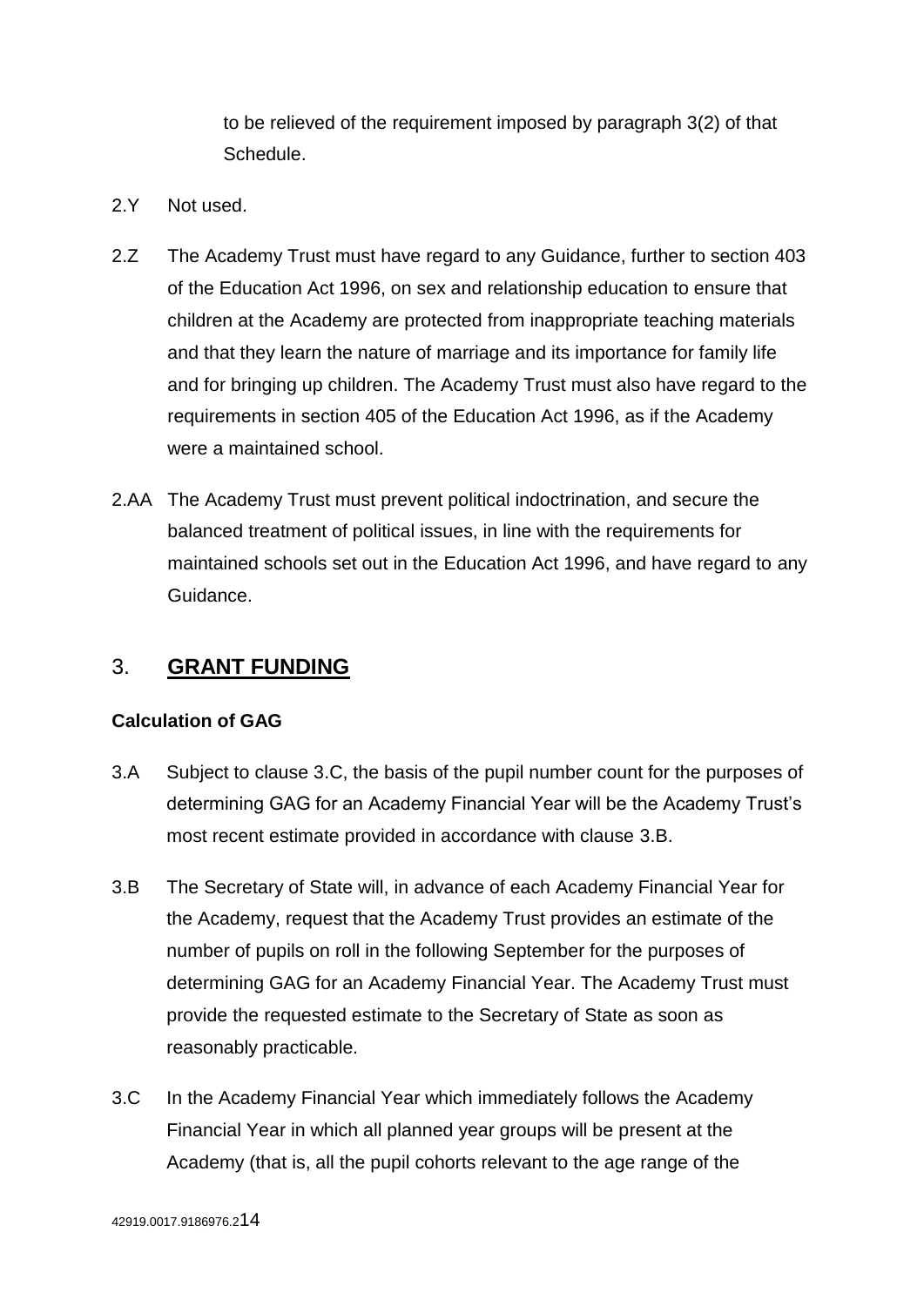to be relieved of the requirement imposed by paragraph 3(2) of that Schedule.

2.Y Not used.

2.Z The Academy Trust must have regard to any Guidance, further to section 403 of the Education Act 1996, on sex and relationship education to ensure that children at the Academy are protected from inappropriate teaching materials and that they learn the nature of marriage and its importance for family life and for bringing up children. The Academy Trust must also have regard to the requirements in section 405 of the Education Act 1996, as if the Academy were a maintained school.

2.AA The Academy Trust must prevent political indoctrination, and secure the balanced treatment of political issues, in line with the requirements for maintained schools set out in the Education Act 1996, and have regard to any Guidance.

## 3. **GRANT FUNDING**

**Calculation of GAG**

3.A Subject to clause 3.C, the basis of the pupil number count for the purposes of determining GAG for an Academy Financial Year will be the Academy Trust's most recent estimate provided in accordance with clause 3.B.

3.B The Secretary of State will, in advance of each Academy Financial Year for the Academy, request that the Academy Trust provides an estimate of the number of pupils on roll in the following September for the purposes of determining GAG for an Academy Financial Year. The Academy Trust must provide the requested estimate to the Secretary of State as soon as reasonably practicable.

3.C In the Academy Financial Year which immediately follows the Academy Financial Year in which all planned year groups will be present at the Academy (that is, all the pupil cohorts relevant to the age range of the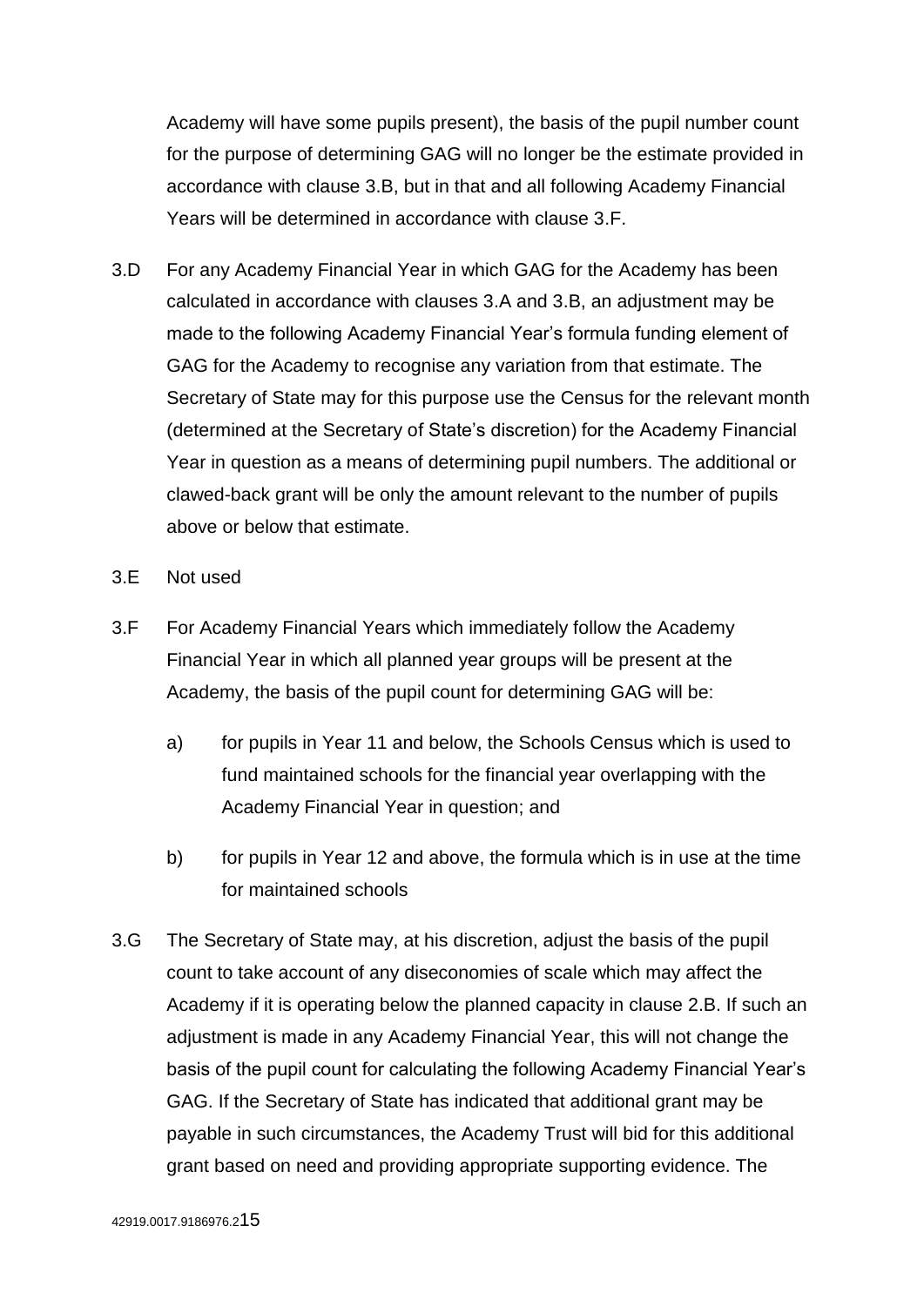Academy will have some pupils present), the basis of the pupil number count for the purpose of determining GAG will no longer be the estimate provided in accordance with clause 3.B, but in that and all following Academy Financial Years will be determined in accordance with clause 3.F.

3.D For any Academy Financial Year in which GAG for the Academy has been calculated in accordance with clauses 3.A and 3.B, an adjustment may be made to the following Academy Financial Year's formula funding element of GAG for the Academy to recognise any variation from that estimate. The Secretary of State may for this purpose use the Census for the relevant month (determined at the Secretary of State's discretion) for the Academy Financial Year in question as a means of determining pupil numbers. The additional or clawed-back grant will be only the amount relevant to the number of pupils above or below that estimate.

3.E Not used

3.F For Academy Financial Years which immediately follow the Academy Financial Year in which all planned year groups will be present at the Academy, the basis of the pupil count for determining GAG will be:

a) for pupils in Year 11 and below, the Schools Census which is used to fund maintained schools for the financial year overlapping with the Academy Financial Year in question; and

b) for pupils in Year 12 and above, the formula which is in use at the time for maintained schools

3.G The Secretary of State may, at his discretion, adjust the basis of the pupil count to take account of any diseconomies of scale which may affect the Academy if it is operating below the planned capacity in clause 2.B. If such an adjustment is made in any Academy Financial Year, this will not change the basis of the pupil count for calculating the following Academy Financial Year's GAG. If the Secretary of State has indicated that additional grant may be payable in such circumstances, the Academy Trust will bid for this additional grant based on need and providing appropriate supporting evidence. The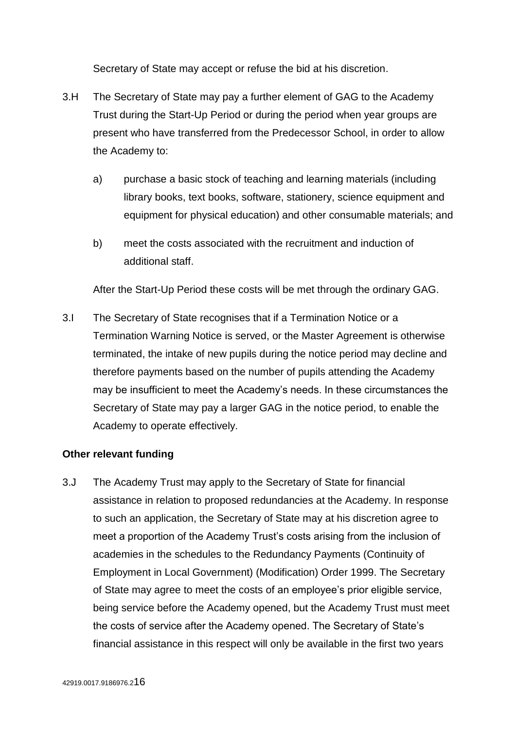Secretary of State may accept or refuse the bid at his discretion.

3.H The Secretary of State may pay a further element of GAG to the Academy Trust during the Start-Up Period or during the period when year groups are present who have transferred from the Predecessor School, in order to allow the Academy to:

a) purchase a basic stock of teaching and learning materials (including library books, text books, software, stationery, science equipment and equipment for physical education) and other consumable materials; and

b) meet the costs associated with the recruitment and induction of additional staff.

After the Start-Up Period these costs will be met through the ordinary GAG.

3.I The Secretary of State recognises that if a Termination Notice or a Termination Warning Notice is served, or the Master Agreement is otherwise terminated, the intake of new pupils during the notice period may decline and therefore payments based on the number of pupils attending the Academy may be insufficient to meet the Academy's needs. In these circumstances the Secretary of State may pay a larger GAG in the notice period, to enable the Academy to operate effectively.

**Other relevant funding**

3.J The Academy Trust may apply to the Secretary of State for financial assistance in relation to proposed redundancies at the Academy. In response to such an application, the Secretary of State may at his discretion agree to meet a proportion of the Academy Trust's costs arising from the inclusion of academies in the schedules to the Redundancy Payments (Continuity of Employment in Local Government) (Modification) Order 1999. The Secretary of State may agree to meet the costs of an employee's prior eligible service, being service before the Academy opened, but the Academy Trust must meet the costs of service after the Academy opened. The Secretary of State's financial assistance in this respect will only be available in the first two years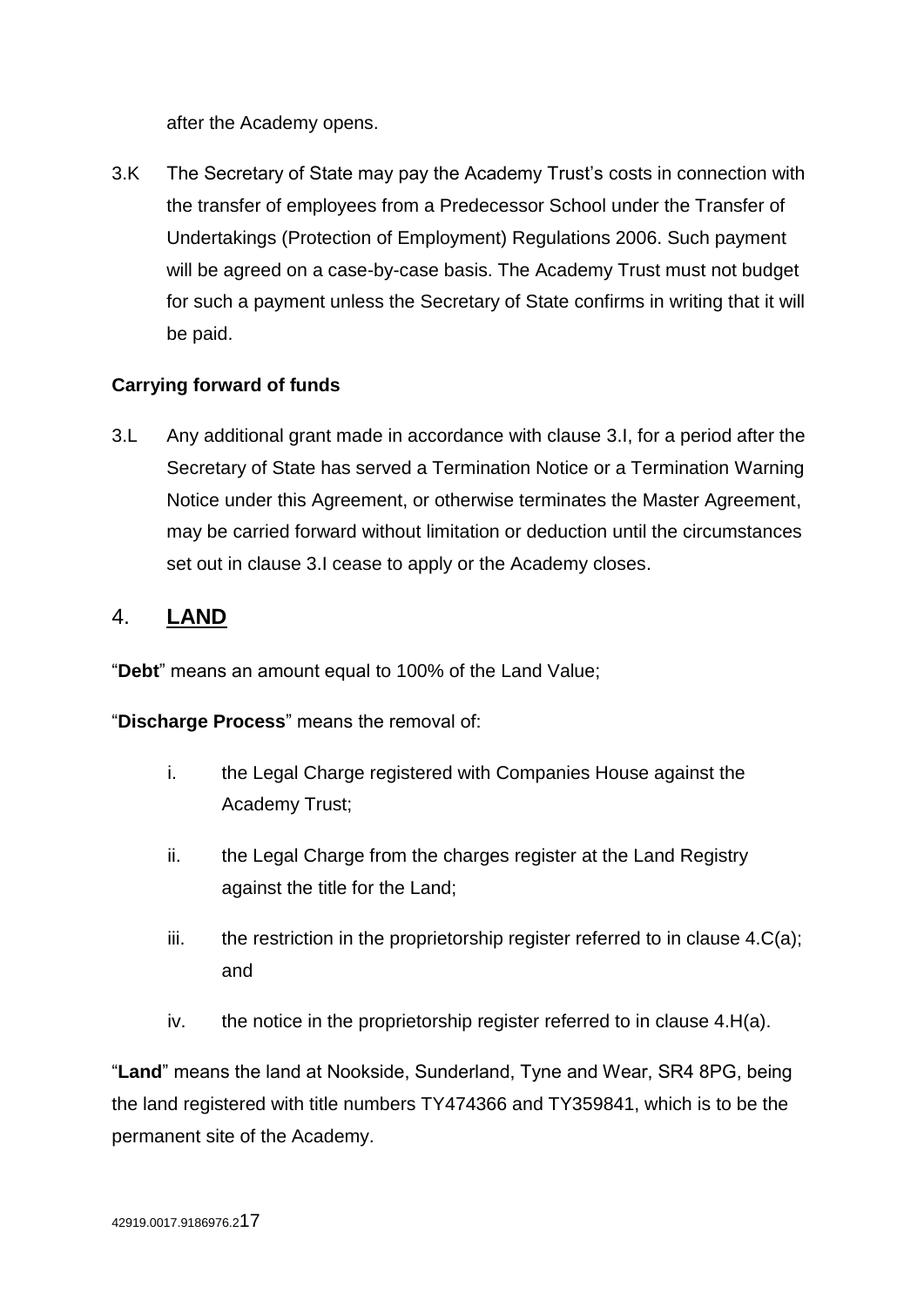after the Academy opens.

3.K The Secretary of State may pay the Academy Trust's costs in connection with the transfer of employees from a Predecessor School under the Transfer of Undertakings (Protection of Employment) Regulations 2006. Such payment will be agreed on a case-by-case basis. The Academy Trust must not budget for such a payment unless the Secretary of State confirms in writing that it will be paid.

**Carrying forward of funds**

3.L Any additional grant made in accordance with clause 3.I, for a period after the Secretary of State has served a Termination Notice or a Termination Warning Notice under this Agreement, or otherwise terminates the Master Agreement, may be carried forward without limitation or deduction until the circumstances set out in clause 3.I cease to apply or the Academy closes.

## 4. LAND

"**Debt**" means an amount equal to 100% of the Land Value;

"**Discharge Process**" means the removal of:

i. the Legal Charge registered with Companies House against the Academy Trust;

ii. the Legal Charge from the charges register at the Land Registry against the title for the Land;

iii. the restriction in the proprietorship register referred to in clause 4.C(a); and

iv. the notice in the proprietorship register referred to in clause 4.H(a).

"**Land**" means the land at Nookside, Sunderland, Tyne and Wear, SR4 8PG, being the land registered with title numbers TY474366 and TY359841, which is to be the permanent site of the Academy.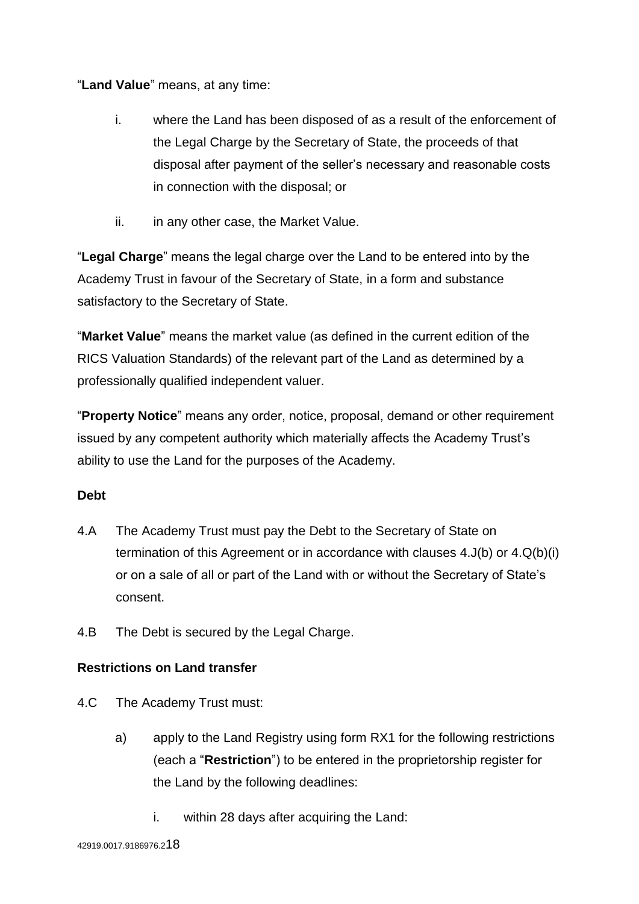"**Land Value**" means, at any time:

i. where the Land has been disposed of as a result of the enforcement of the Legal Charge by the Secretary of State, the proceeds of that disposal after payment of the seller's necessary and reasonable costs in connection with the disposal; or

ii. in any other case, the Market Value.

"**Legal Charge**" means the legal charge over the Land to be entered into by the Academy Trust in favour of the Secretary of State, in a form and substance satisfactory to the Secretary of State.

"**Market Value**" means the market value (as defined in the current edition of the RICS Valuation Standards) of the relevant part of the Land as determined by a professionally qualified independent valuer.

"**Property Notice**" means any order, notice, proposal, demand or other requirement issued by any competent authority which materially affects the Academy Trust's ability to use the Land for the purposes of the Academy.

**Debt**

4.A The Academy Trust must pay the Debt to the Secretary of State on termination of this Agreement or in accordance with clauses 4.J(b) or 4.Q(b)(i) or on a sale of all or part of the Land with or without the Secretary of State's consent.

4.B The Debt is secured by the Legal Charge.

**Restrictions on Land transfer**

4.C The Academy Trust must:

a) apply to the Land Registry using form RX1 for the following restrictions (each a "**Restriction**") to be entered in the proprietorship register for the Land by the following deadlines:

i. within 28 days after acquiring the Land: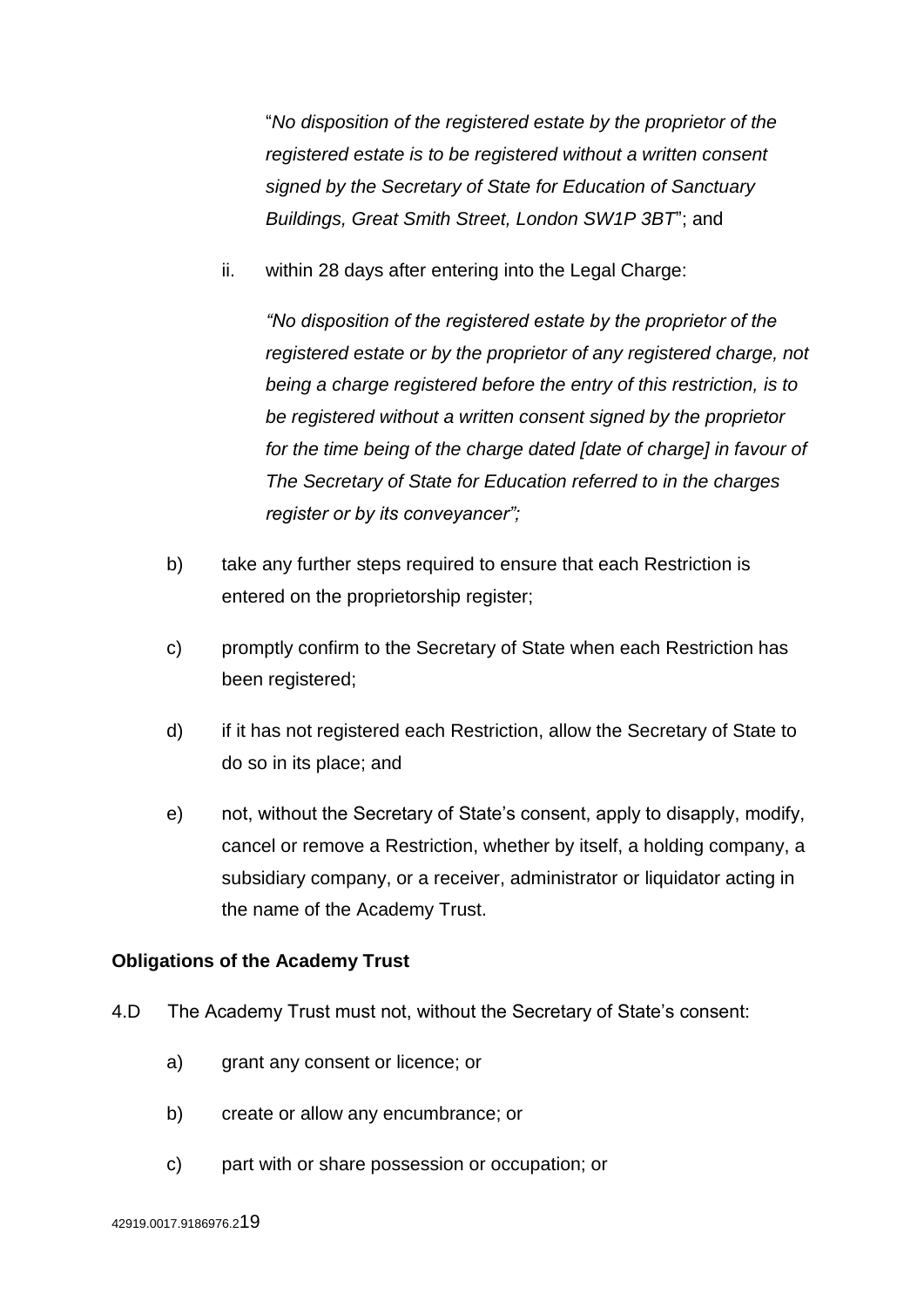"*No disposition of the registered estate by the proprietor of the registered estate is to be registered without a written consent signed by the Secretary of State for Education of Sanctuary Buildings, Great Smith Street, London SW1P 3BT*"; and

ii. within 28 days after entering into the Legal Charge:

*"No disposition of the registered estate by the proprietor of the registered estate or by the proprietor of any registered charge, not being a charge registered before the entry of this restriction, is to be registered without a written consent signed by the proprietor for the time being of the charge dated [date of charge] in favour of The Secretary of State for Education referred to in the charges register or by its conveyancer";*

b) take any further steps required to ensure that each Restriction is entered on the proprietorship register;

c) promptly confirm to the Secretary of State when each Restriction has been registered;

d) if it has not registered each Restriction, allow the Secretary of State to do so in its place; and

e) not, without the Secretary of State's consent, apply to disapply, modify, cancel or remove a Restriction, whether by itself, a holding company, a subsidiary company, or a receiver, administrator or liquidator acting in the name of the Academy Trust.

**Obligations of the Academy Trust**

4.D The Academy Trust must not, without the Secretary of State's consent:

a) grant any consent or licence; or

b) create or allow any encumbrance; or

c) part with or share possession or occupation; or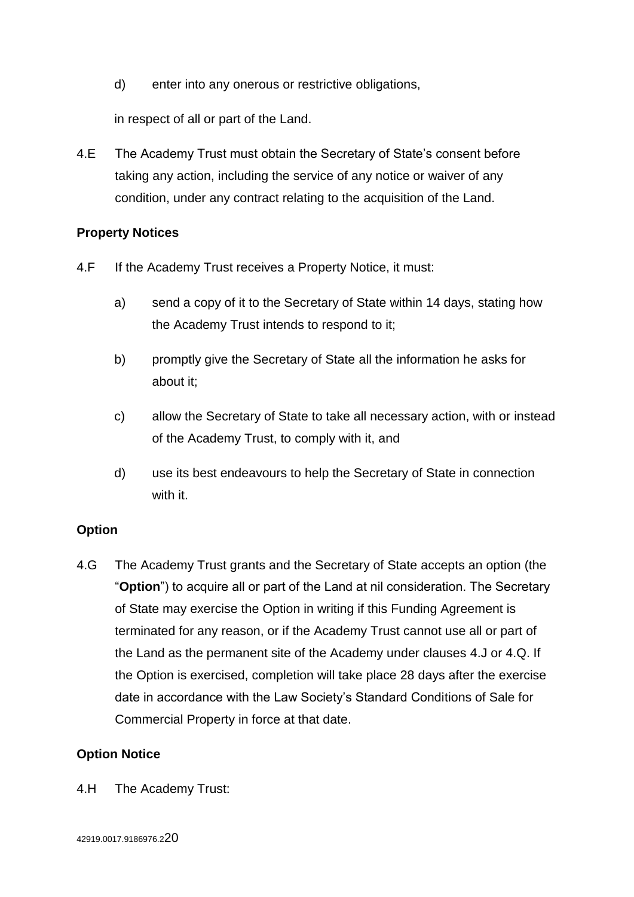d) enter into any onerous or restrictive obligations,

in respect of all or part of the Land.

4.E The Academy Trust must obtain the Secretary of State's consent before taking any action, including the service of any notice or waiver of any condition, under any contract relating to the acquisition of the Land.

**Property Notices**

4.F If the Academy Trust receives a Property Notice, it must:

a) send a copy of it to the Secretary of State within 14 days, stating how the Academy Trust intends to respond to it;

b) promptly give the Secretary of State all the information he asks for about it;

c) allow the Secretary of State to take all necessary action, with or instead of the Academy Trust, to comply with it, and

d) use its best endeavours to help the Secretary of State in connection with it.

**Option**

4.G The Academy Trust grants and the Secretary of State accepts an option (the "**Option**") to acquire all or part of the Land at nil consideration. The Secretary of State may exercise the Option in writing if this Funding Agreement is terminated for any reason, or if the Academy Trust cannot use all or part of the Land as the permanent site of the Academy under clauses 4.J or 4.Q. If the Option is exercised, completion will take place 28 days after the exercise date in accordance with the Law Society's Standard Conditions of Sale for Commercial Property in force at that date.

**Option Notice**

4.H The Academy Trust: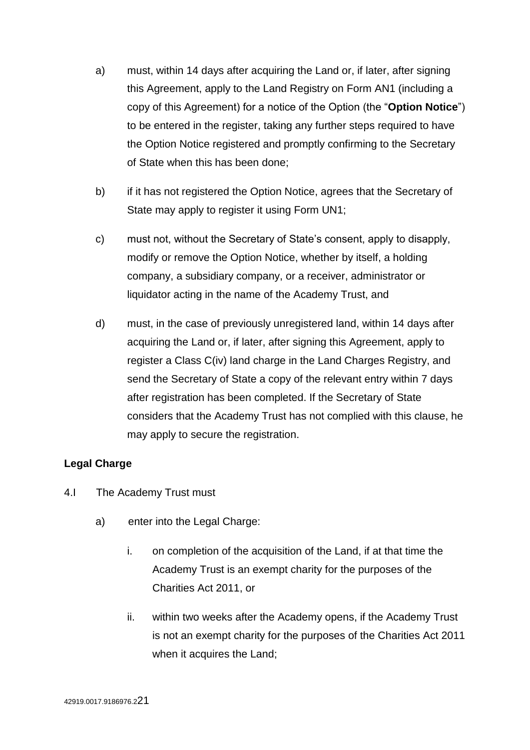a) must, within 14 days after acquiring the Land or, if later, after signing this Agreement, apply to the Land Registry on Form AN1 (including a copy of this Agreement) for a notice of the Option (the "**Option Notice**") to be entered in the register, taking any further steps required to have the Option Notice registered and promptly confirming to the Secretary of State when this has been done;

b) if it has not registered the Option Notice, agrees that the Secretary of State may apply to register it using Form UN1;

c) must not, without the Secretary of State's consent, apply to disapply, modify or remove the Option Notice, whether by itself, a holding company, a subsidiary company, or a receiver, administrator or liquidator acting in the name of the Academy Trust, and

d) must, in the case of previously unregistered land, within 14 days after acquiring the Land or, if later, after signing this Agreement, apply to register a Class C(iv) land charge in the Land Charges Registry, and send the Secretary of State a copy of the relevant entry within 7 days after registration has been completed. If the Secretary of State considers that the Academy Trust has not complied with this clause, he may apply to secure the registration.

**Legal Charge**

4.I The Academy Trust must

a) enter into the Legal Charge:

   i. on completion of the acquisition of the Land, if at that time the Academy Trust is an exempt charity for the purposes of the Charities Act 2011, or

   ii. within two weeks after the Academy opens, if the Academy Trust is not an exempt charity for the purposes of the Charities Act 2011 when it acquires the Land;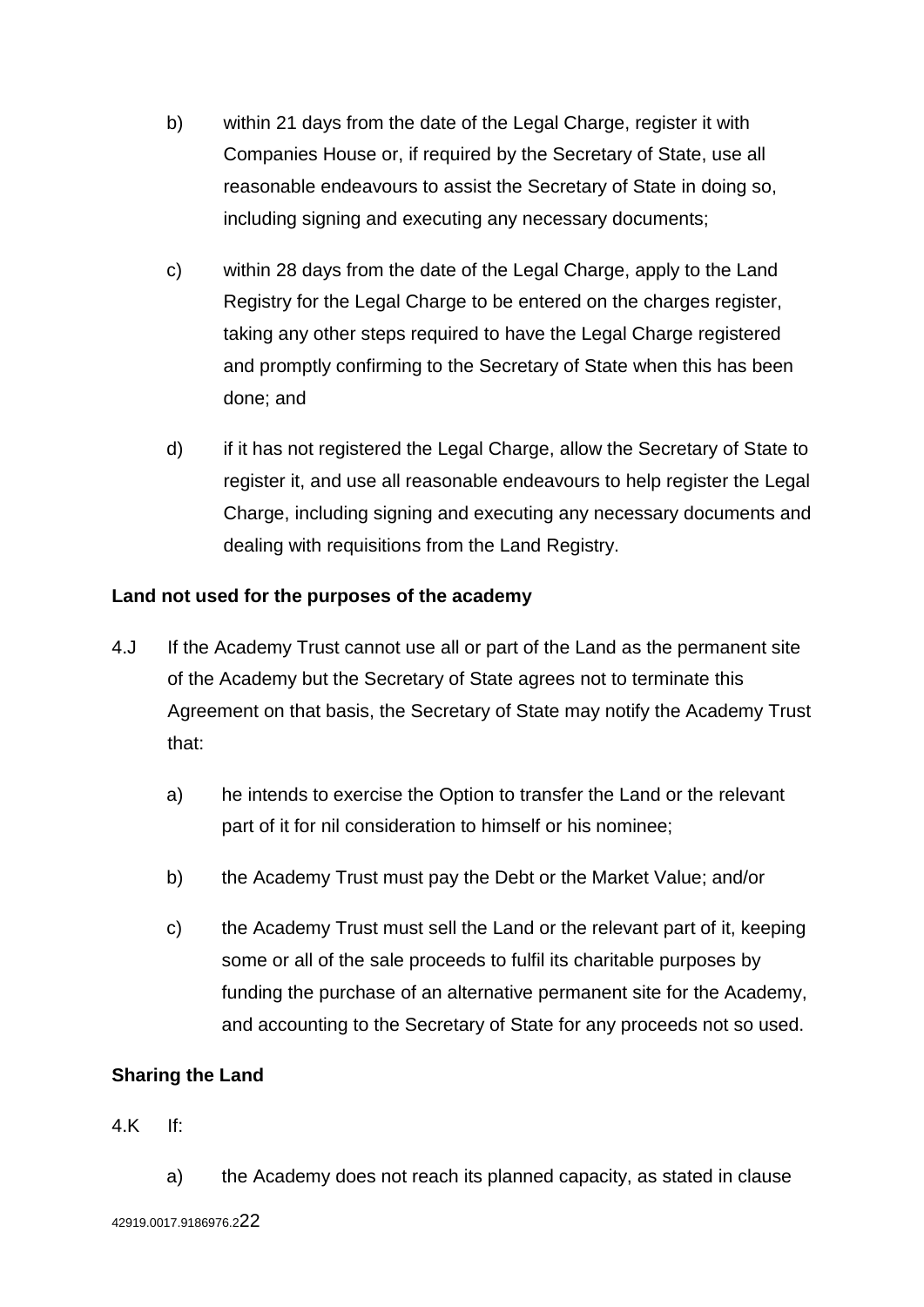b) within 21 days from the date of the Legal Charge, register it with Companies House or, if required by the Secretary of State, use all reasonable endeavours to assist the Secretary of State in doing so, including signing and executing any necessary documents;

c) within 28 days from the date of the Legal Charge, apply to the Land Registry for the Legal Charge to be entered on the charges register, taking any other steps required to have the Legal Charge registered and promptly confirming to the Secretary of State when this has been done; and

d) if it has not registered the Legal Charge, allow the Secretary of State to register it, and use all reasonable endeavours to help register the Legal Charge, including signing and executing any necessary documents and dealing with requisitions from the Land Registry.

**Land not used for the purposes of the academy**

4.J If the Academy Trust cannot use all or part of the Land as the permanent site of the Academy but the Secretary of State agrees not to terminate this Agreement on that basis, the Secretary of State may notify the Academy Trust that:

a) he intends to exercise the Option to transfer the Land or the relevant part of it for nil consideration to himself or his nominee;

b) the Academy Trust must pay the Debt or the Market Value; and/or

c) the Academy Trust must sell the Land or the relevant part of it, keeping some or all of the sale proceeds to fulfil its charitable purposes by funding the purchase of an alternative permanent site for the Academy, and accounting to the Secretary of State for any proceeds not so used.

**Sharing the Land**

4.K If:

a) the Academy does not reach its planned capacity, as stated in clause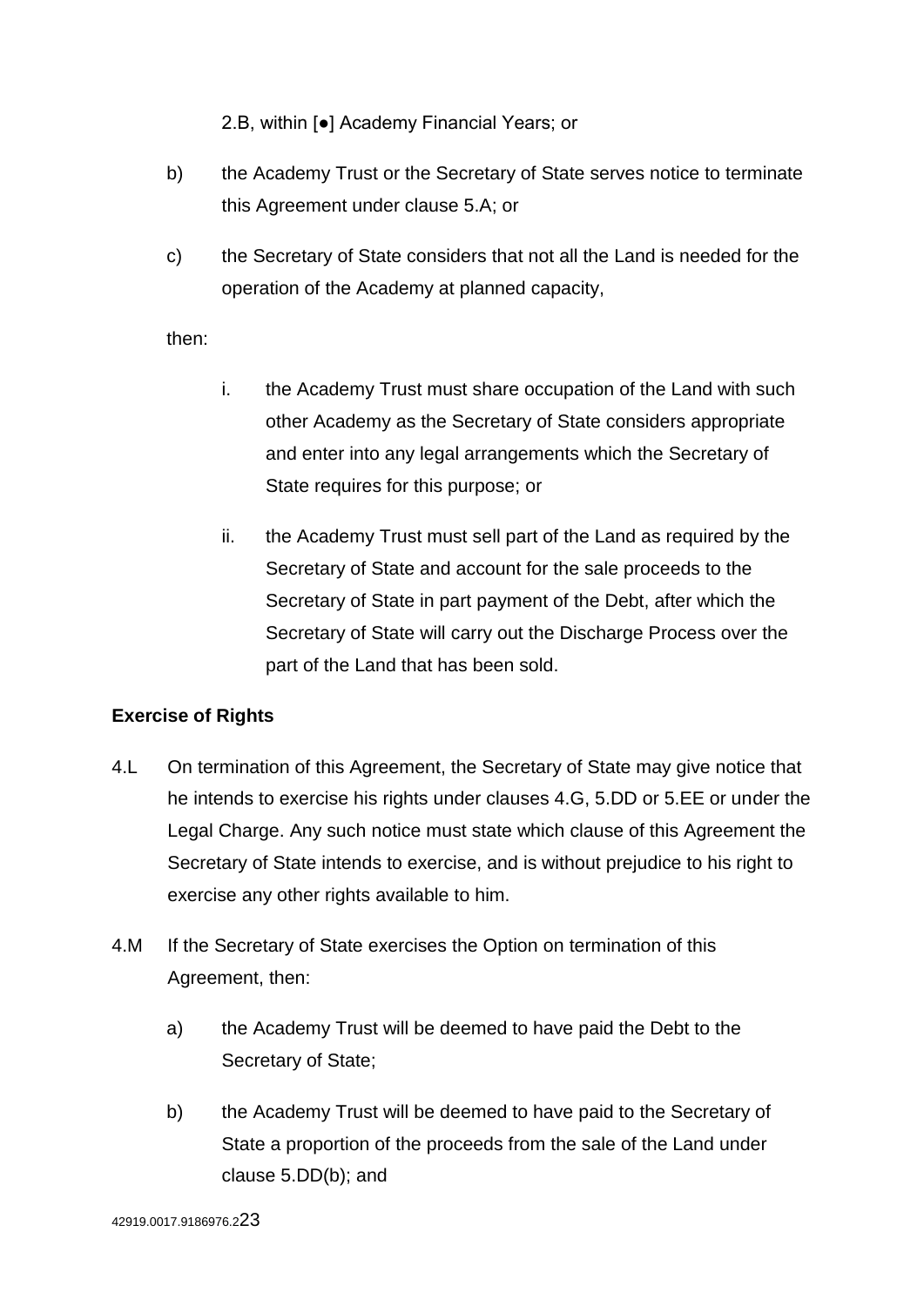2.B, within [●] Academy Financial Years; or

b) the Academy Trust or the Secretary of State serves notice to terminate this Agreement under clause 5.A; or

c) the Secretary of State considers that not all the Land is needed for the operation of the Academy at planned capacity,

then:

i. the Academy Trust must share occupation of the Land with such other Academy as the Secretary of State considers appropriate and enter into any legal arrangements which the Secretary of State requires for this purpose; or

ii. the Academy Trust must sell part of the Land as required by the Secretary of State and account for the sale proceeds to the Secretary of State in part payment of the Debt, after which the Secretary of State will carry out the Discharge Process over the part of the Land that has been sold.

**Exercise of Rights**

4.L On termination of this Agreement, the Secretary of State may give notice that he intends to exercise his rights under clauses 4.G, 5.DD or 5.EE or under the Legal Charge. Any such notice must state which clause of this Agreement the Secretary of State intends to exercise, and is without prejudice to his right to exercise any other rights available to him.

4.M If the Secretary of State exercises the Option on termination of this Agreement, then:

a) the Academy Trust will be deemed to have paid the Debt to the Secretary of State;

b) the Academy Trust will be deemed to have paid to the Secretary of State a proportion of the proceeds from the sale of the Land under clause 5.DD(b); and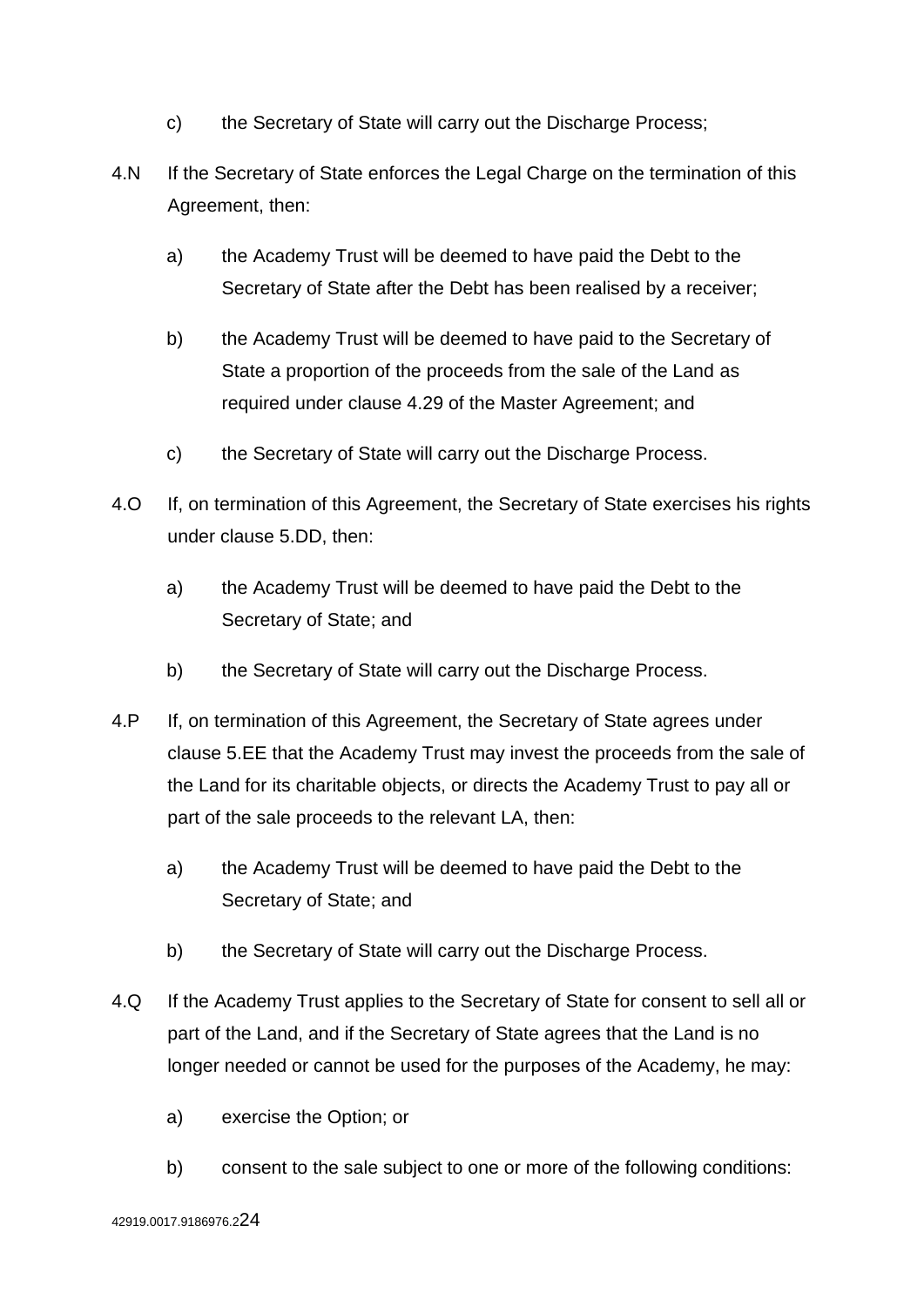c) the Secretary of State will carry out the Discharge Process;

4.N If the Secretary of State enforces the Legal Charge on the termination of this Agreement, then:

a) the Academy Trust will be deemed to have paid the Debt to the Secretary of State after the Debt has been realised by a receiver;

b) the Academy Trust will be deemed to have paid to the Secretary of State a proportion of the proceeds from the sale of the Land as required under clause 4.29 of the Master Agreement; and

c) the Secretary of State will carry out the Discharge Process.

4.O If, on termination of this Agreement, the Secretary of State exercises his rights under clause 5.DD, then:

a) the Academy Trust will be deemed to have paid the Debt to the Secretary of State; and

b) the Secretary of State will carry out the Discharge Process.

4.P If, on termination of this Agreement, the Secretary of State agrees under clause 5.EE that the Academy Trust may invest the proceeds from the sale of the Land for its charitable objects, or directs the Academy Trust to pay all or part of the sale proceeds to the relevant LA, then:

a) the Academy Trust will be deemed to have paid the Debt to the Secretary of State; and

b) the Secretary of State will carry out the Discharge Process.

4.Q If the Academy Trust applies to the Secretary of State for consent to sell all or part of the Land, and if the Secretary of State agrees that the Land is no longer needed or cannot be used for the purposes of the Academy, he may:

a) exercise the Option; or

b) consent to the sale subject to one or more of the following conditions: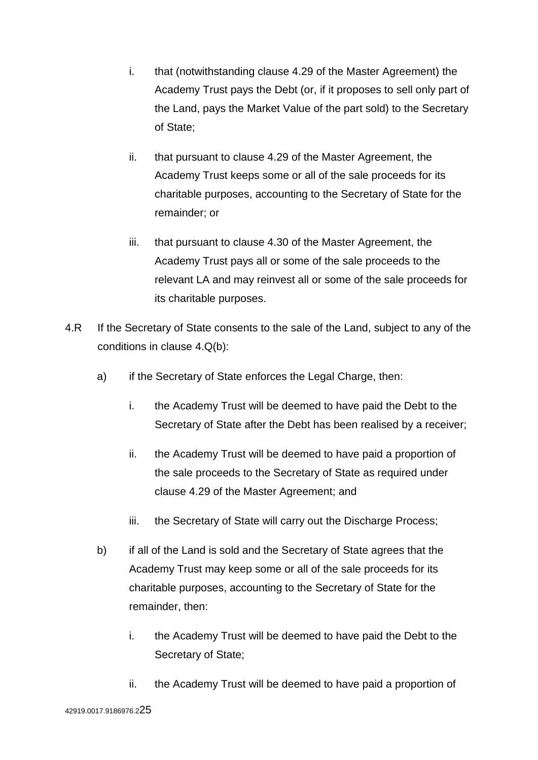i. that (notwithstanding clause 4.29 of the Master Agreement) the Academy Trust pays the Debt (or, if it proposes to sell only part of the Land, pays the Market Value of the part sold) to the Secretary of State;

ii. that pursuant to clause 4.29 of the Master Agreement, the Academy Trust keeps some or all of the sale proceeds for its charitable purposes, accounting to the Secretary of State for the remainder; or

iii. that pursuant to clause 4.30 of the Master Agreement, the Academy Trust pays all or some of the sale proceeds to the relevant LA and may reinvest all or some of the sale proceeds for its charitable purposes.

4.R If the Secretary of State consents to the sale of the Land, subject to any of the conditions in clause 4.Q(b):

a) if the Secretary of State enforces the Legal Charge, then:

   i. the Academy Trust will be deemed to have paid the Debt to the Secretary of State after the Debt has been realised by a receiver;

   ii. the Academy Trust will be deemed to have paid a proportion of the sale proceeds to the Secretary of State as required under clause 4.29 of the Master Agreement; and

   iii. the Secretary of State will carry out the Discharge Process;

b) if all of the Land is sold and the Secretary of State agrees that the Academy Trust may keep some or all of the sale proceeds for its charitable purposes, accounting to the Secretary of State for the remainder, then:

   i. the Academy Trust will be deemed to have paid the Debt to the Secretary of State;

   ii. the Academy Trust will be deemed to have paid a proportion of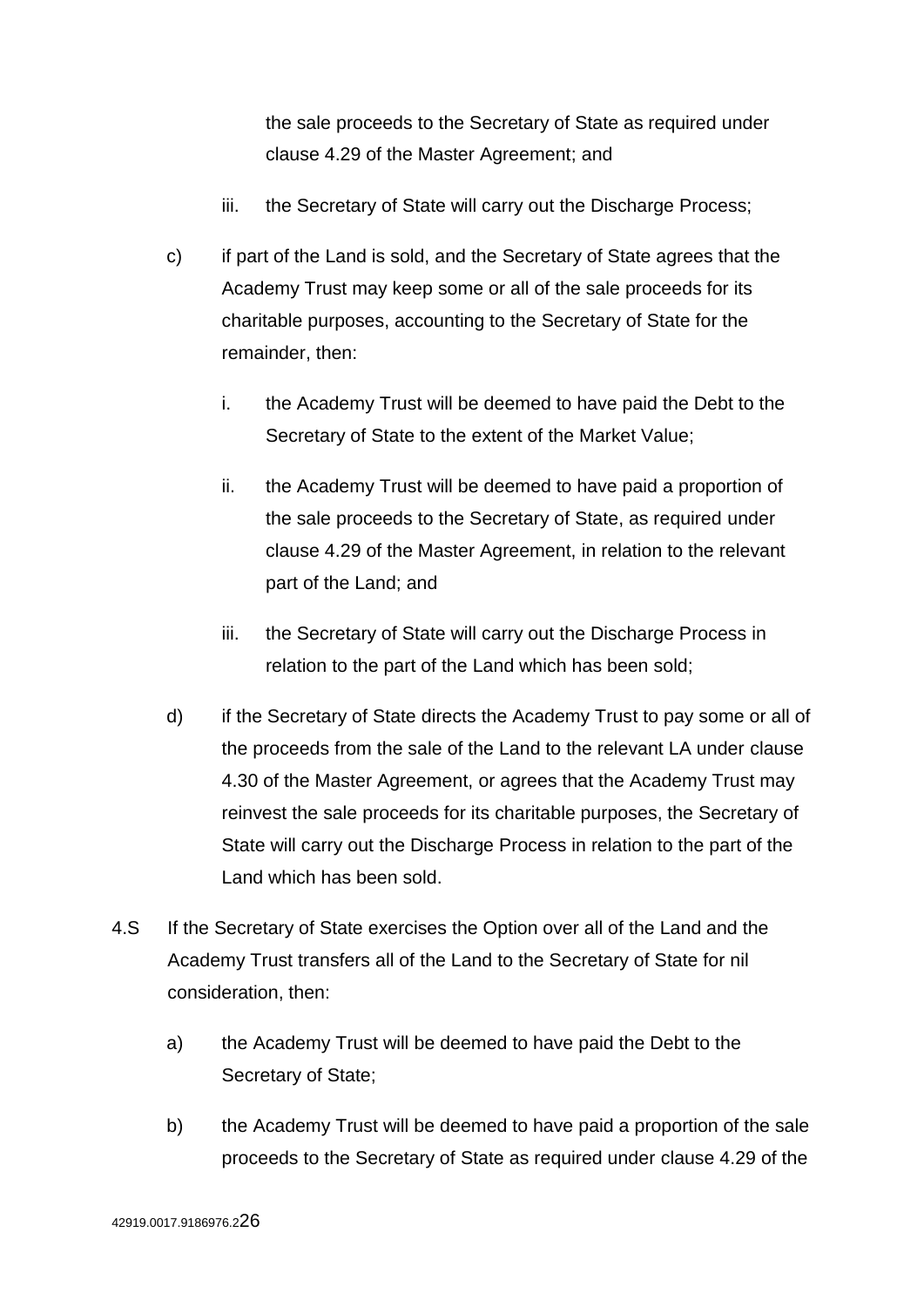the sale proceeds to the Secretary of State as required under clause 4.29 of the Master Agreement; and

iii. the Secretary of State will carry out the Discharge Process;

c) if part of the Land is sold, and the Secretary of State agrees that the Academy Trust may keep some or all of the sale proceeds for its charitable purposes, accounting to the Secretary of State for the remainder, then:

i. the Academy Trust will be deemed to have paid the Debt to the Secretary of State to the extent of the Market Value;

ii. the Academy Trust will be deemed to have paid a proportion of the sale proceeds to the Secretary of State, as required under clause 4.29 of the Master Agreement, in relation to the relevant part of the Land; and

iii. the Secretary of State will carry out the Discharge Process in relation to the part of the Land which has been sold;

d) if the Secretary of State directs the Academy Trust to pay some or all of the proceeds from the sale of the Land to the relevant LA under clause 4.30 of the Master Agreement, or agrees that the Academy Trust may reinvest the sale proceeds for its charitable purposes, the Secretary of State will carry out the Discharge Process in relation to the part of the Land which has been sold.

4.S If the Secretary of State exercises the Option over all of the Land and the Academy Trust transfers all of the Land to the Secretary of State for nil consideration, then:

a) the Academy Trust will be deemed to have paid the Debt to the Secretary of State;

b) the Academy Trust will be deemed to have paid a proportion of the sale proceeds to the Secretary of State as required under clause 4.29 of the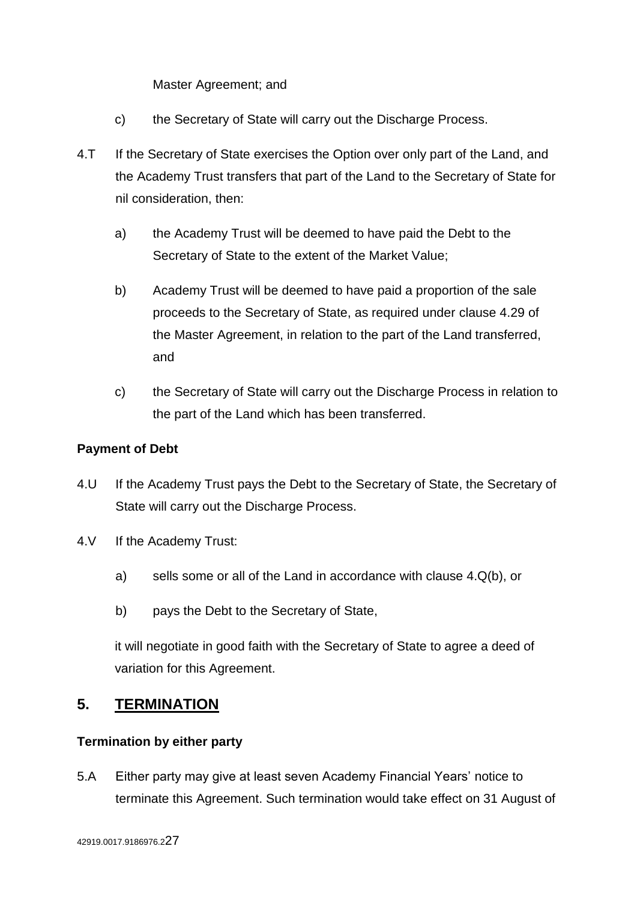Master Agreement; and

c) the Secretary of State will carry out the Discharge Process.

4.T If the Secretary of State exercises the Option over only part of the Land, and the Academy Trust transfers that part of the Land to the Secretary of State for nil consideration, then:

a) the Academy Trust will be deemed to have paid the Debt to the Secretary of State to the extent of the Market Value;

b) Academy Trust will be deemed to have paid a proportion of the sale proceeds to the Secretary of State, as required under clause 4.29 of the Master Agreement, in relation to the part of the Land transferred, and

c) the Secretary of State will carry out the Discharge Process in relation to the part of the Land which has been transferred.

**Payment of Debt**

4.U If the Academy Trust pays the Debt to the Secretary of State, the Secretary of State will carry out the Discharge Process.

4.V If the Academy Trust:

a) sells some or all of the Land in accordance with clause 4.Q(b), or

b) pays the Debt to the Secretary of State,

it will negotiate in good faith with the Secretary of State to agree a deed of variation for this Agreement.

## 5. TERMINATION

**Termination by either party**

5.A Either party may give at least seven Academy Financial Years' notice to terminate this Agreement. Such termination would take effect on 31 August of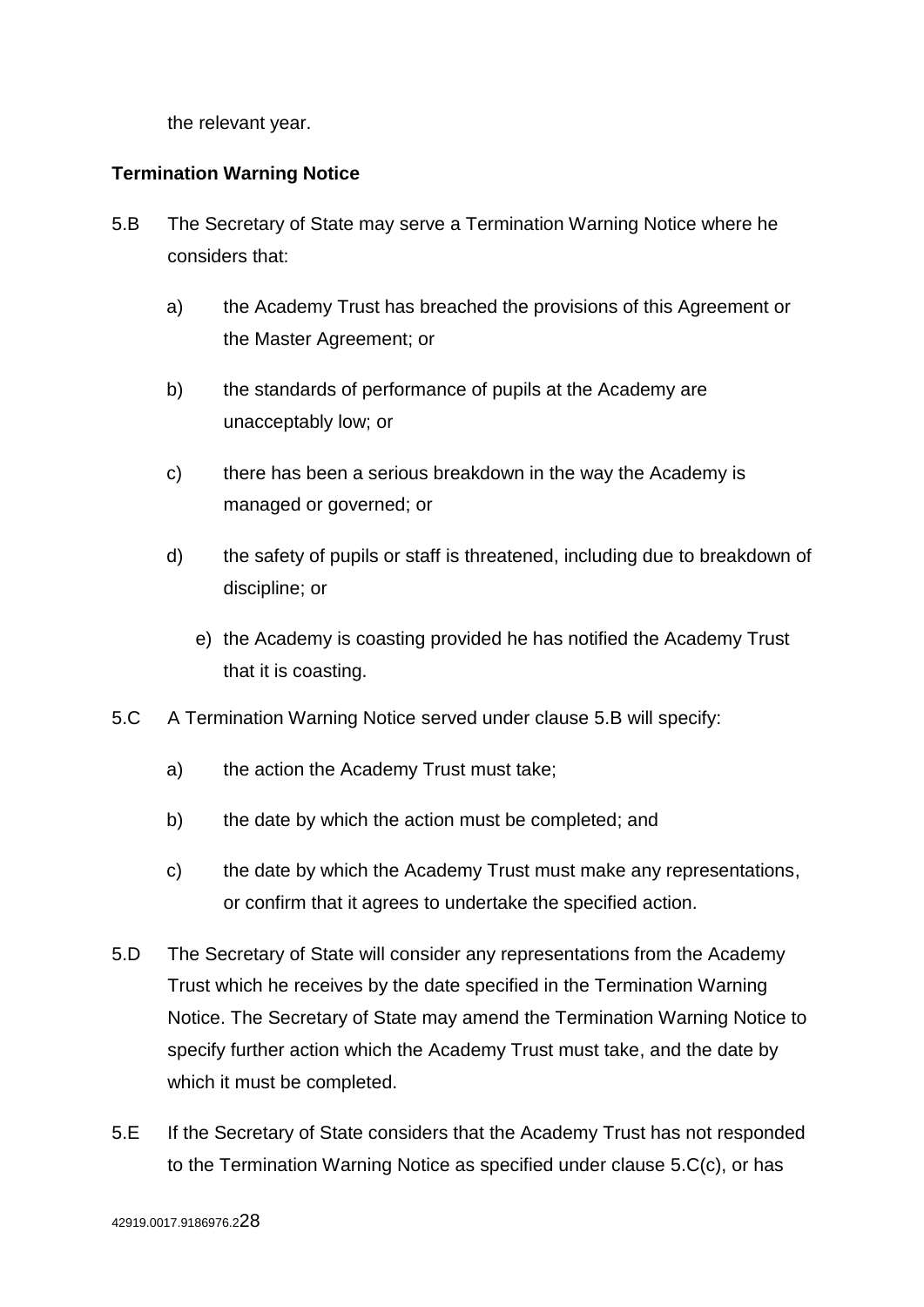the relevant year.

**Termination Warning Notice**

5.B The Secretary of State may serve a Termination Warning Notice where he considers that:

a) the Academy Trust has breached the provisions of this Agreement or the Master Agreement; or

b) the standards of performance of pupils at the Academy are unacceptably low; or

c) there has been a serious breakdown in the way the Academy is managed or governed; or

d) the safety of pupils or staff is threatened, including due to breakdown of discipline; or

e) the Academy is coasting provided he has notified the Academy Trust that it is coasting.

5.C A Termination Warning Notice served under clause 5.B will specify:

a) the action the Academy Trust must take;

b) the date by which the action must be completed; and

c) the date by which the Academy Trust must make any representations, or confirm that it agrees to undertake the specified action.

5.D The Secretary of State will consider any representations from the Academy Trust which he receives by the date specified in the Termination Warning Notice. The Secretary of State may amend the Termination Warning Notice to specify further action which the Academy Trust must take, and the date by which it must be completed.

5.E If the Secretary of State considers that the Academy Trust has not responded to the Termination Warning Notice as specified under clause 5.C(c), or has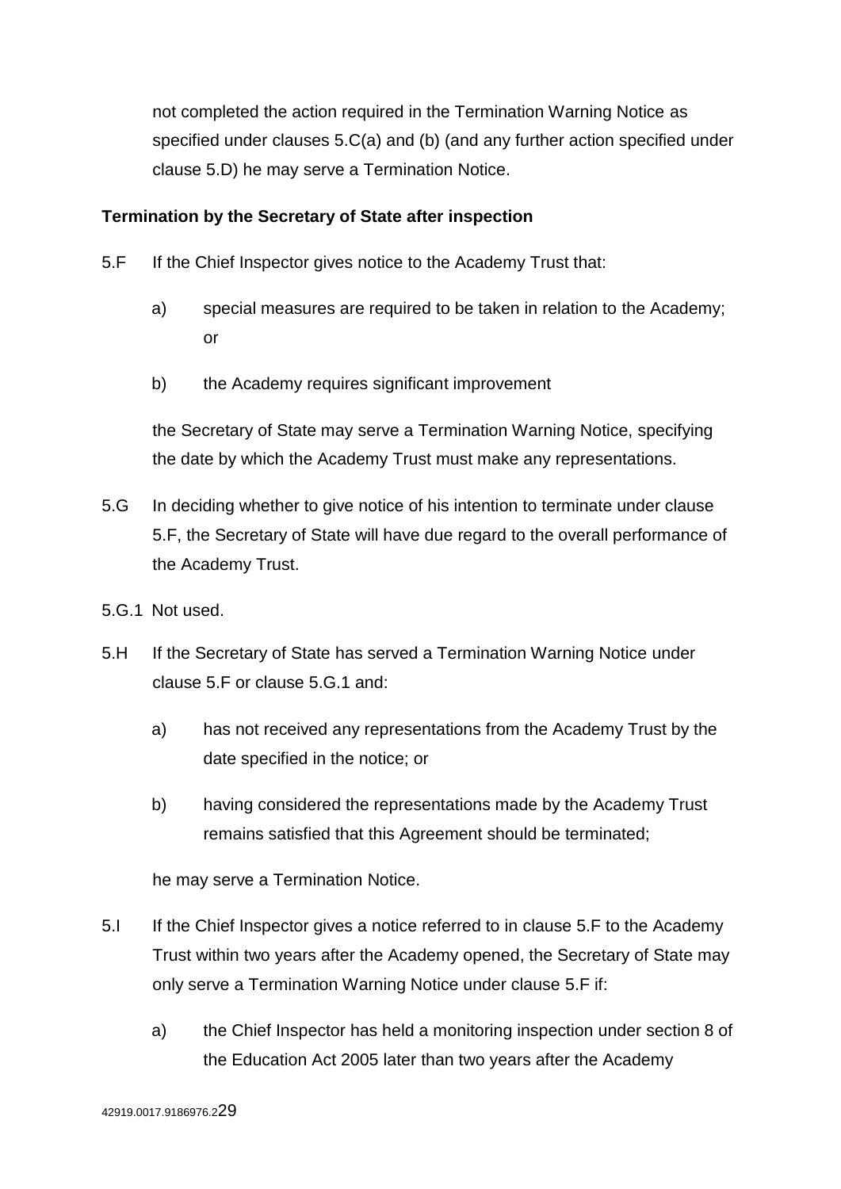not completed the action required in the Termination Warning Notice as specified under clauses 5.C(a) and (b) (and any further action specified under clause 5.D) he may serve a Termination Notice.

**Termination by the Secretary of State after inspection**

5.F If the Chief Inspector gives notice to the Academy Trust that:

a) special measures are required to be taken in relation to the Academy; or

b) the Academy requires significant improvement

the Secretary of State may serve a Termination Warning Notice, specifying the date by which the Academy Trust must make any representations.

5.G In deciding whether to give notice of his intention to terminate under clause 5.F, the Secretary of State will have due regard to the overall performance of the Academy Trust.

5.G.1 Not used.

5.H If the Secretary of State has served a Termination Warning Notice under clause 5.F or clause 5.G.1 and:

a) has not received any representations from the Academy Trust by the date specified in the notice; or

b) having considered the representations made by the Academy Trust remains satisfied that this Agreement should be terminated;

he may serve a Termination Notice.

5.I If the Chief Inspector gives a notice referred to in clause 5.F to the Academy Trust within two years after the Academy opened, the Secretary of State may only serve a Termination Warning Notice under clause 5.F if:

a) the Chief Inspector has held a monitoring inspection under section 8 of the Education Act 2005 later than two years after the Academy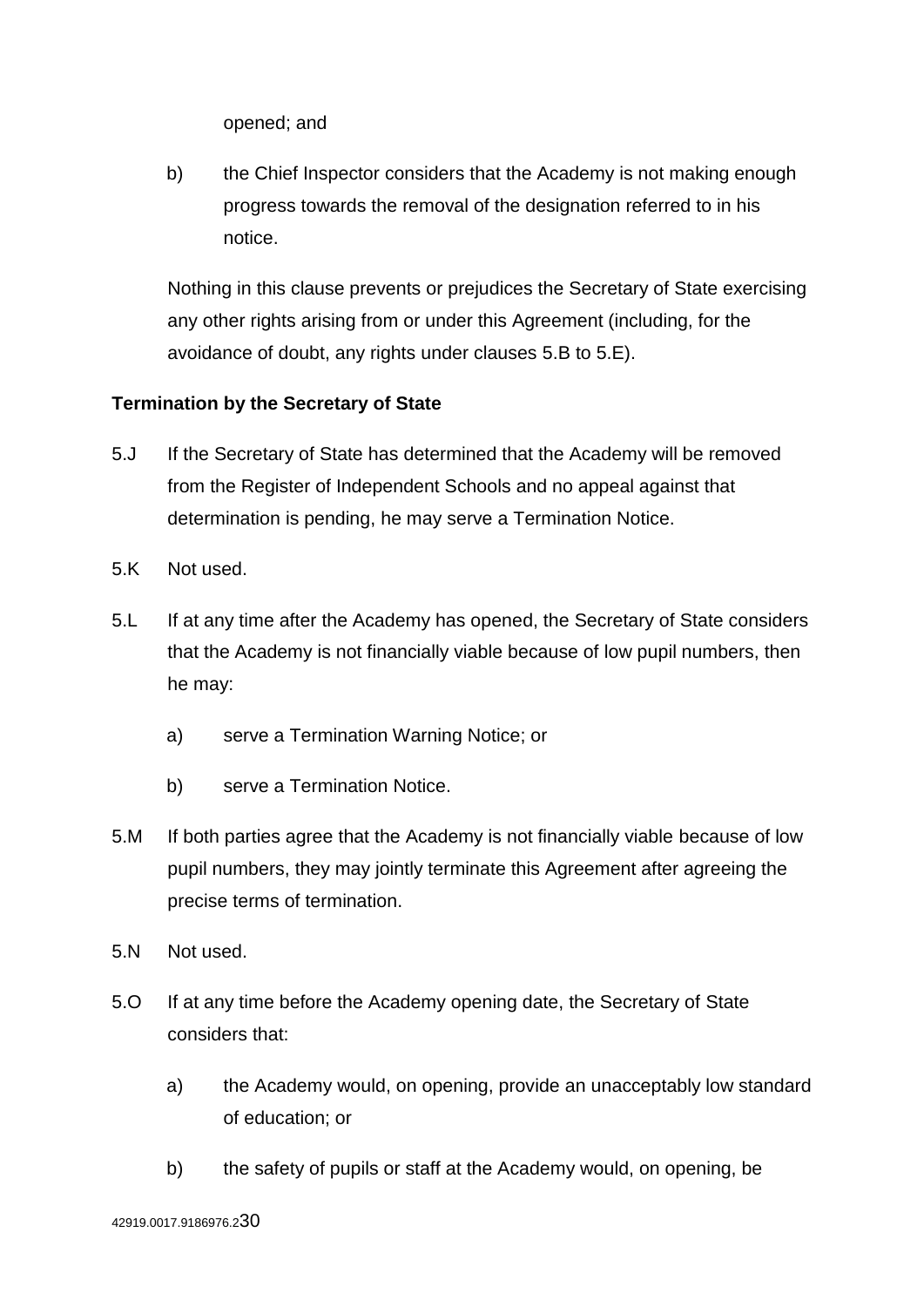opened; and

b) the Chief Inspector considers that the Academy is not making enough progress towards the removal of the designation referred to in his notice.

Nothing in this clause prevents or prejudices the Secretary of State exercising any other rights arising from or under this Agreement (including, for the avoidance of doubt, any rights under clauses 5.B to 5.E).

**Termination by the Secretary of State**

5.J If the Secretary of State has determined that the Academy will be removed from the Register of Independent Schools and no appeal against that determination is pending, he may serve a Termination Notice.

5.K Not used.

5.L If at any time after the Academy has opened, the Secretary of State considers that the Academy is not financially viable because of low pupil numbers, then he may:

a) serve a Termination Warning Notice; or

b) serve a Termination Notice.

5.M If both parties agree that the Academy is not financially viable because of low pupil numbers, they may jointly terminate this Agreement after agreeing the precise terms of termination.

5.N Not used.

5.O If at any time before the Academy opening date, the Secretary of State considers that:

a) the Academy would, on opening, provide an unacceptably low standard of education; or

b) the safety of pupils or staff at the Academy would, on opening, be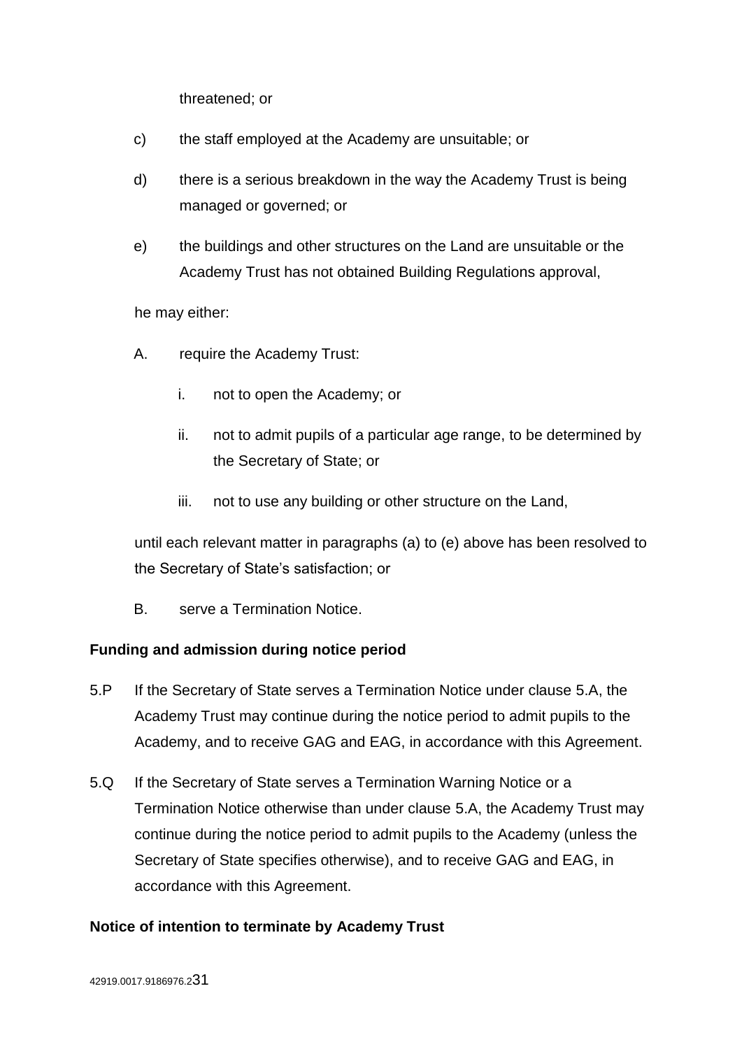threatened; or

c) the staff employed at the Academy are unsuitable; or

d) there is a serious breakdown in the way the Academy Trust is being managed or governed; or

e) the buildings and other structures on the Land are unsuitable or the Academy Trust has not obtained Building Regulations approval,

he may either:

A. require the Academy Trust:

   i. not to open the Academy; or

   ii. not to admit pupils of a particular age range, to be determined by the Secretary of State; or

   iii. not to use any building or other structure on the Land,

until each relevant matter in paragraphs (a) to (e) above has been resolved to the Secretary of State's satisfaction; or

B. serve a Termination Notice.

**Funding and admission during notice period**

5.P If the Secretary of State serves a Termination Notice under clause 5.A, the Academy Trust may continue during the notice period to admit pupils to the Academy, and to receive GAG and EAG, in accordance with this Agreement.

5.Q If the Secretary of State serves a Termination Warning Notice or a Termination Notice otherwise than under clause 5.A, the Academy Trust may continue during the notice period to admit pupils to the Academy (unless the Secretary of State specifies otherwise), and to receive GAG and EAG, in accordance with this Agreement.

**Notice of intention to terminate by Academy Trust**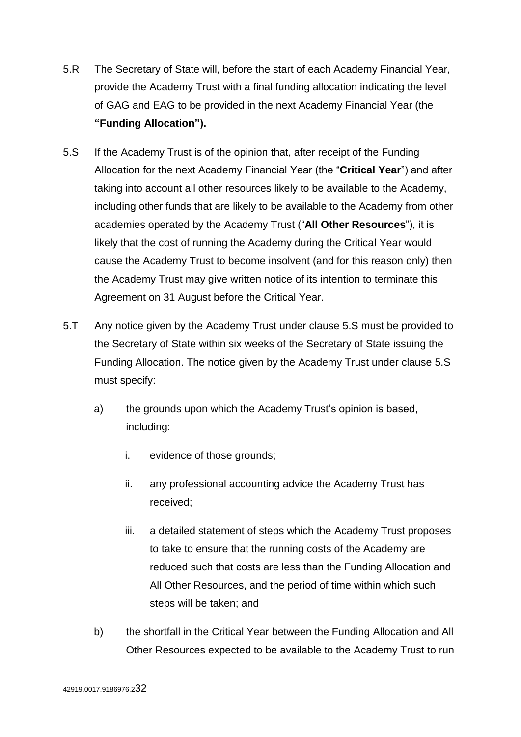5.R The Secretary of State will, before the start of each Academy Financial Year, provide the Academy Trust with a final funding allocation indicating the level of GAG and EAG to be provided in the next Academy Financial Year (the **"Funding Allocation").**

5.S If the Academy Trust is of the opinion that, after receipt of the Funding Allocation for the next Academy Financial Year (the "**Critical Year**") and after taking into account all other resources likely to be available to the Academy, including other funds that are likely to be available to the Academy from other academies operated by the Academy Trust ("**All Other Resources**"), it is likely that the cost of running the Academy during the Critical Year would cause the Academy Trust to become insolvent (and for this reason only) then the Academy Trust may give written notice of its intention to terminate this Agreement on 31 August before the Critical Year.

5.T Any notice given by the Academy Trust under clause 5.S must be provided to the Secretary of State within six weeks of the Secretary of State issuing the Funding Allocation. The notice given by the Academy Trust under clause 5.S must specify:

a) the grounds upon which the Academy Trust's opinion is based, including:

   i. evidence of those grounds;

   ii. any professional accounting advice the Academy Trust has received;

   iii. a detailed statement of steps which the Academy Trust proposes to take to ensure that the running costs of the Academy are reduced such that costs are less than the Funding Allocation and All Other Resources, and the period of time within which such steps will be taken; and

b) the shortfall in the Critical Year between the Funding Allocation and All Other Resources expected to be available to the Academy Trust to run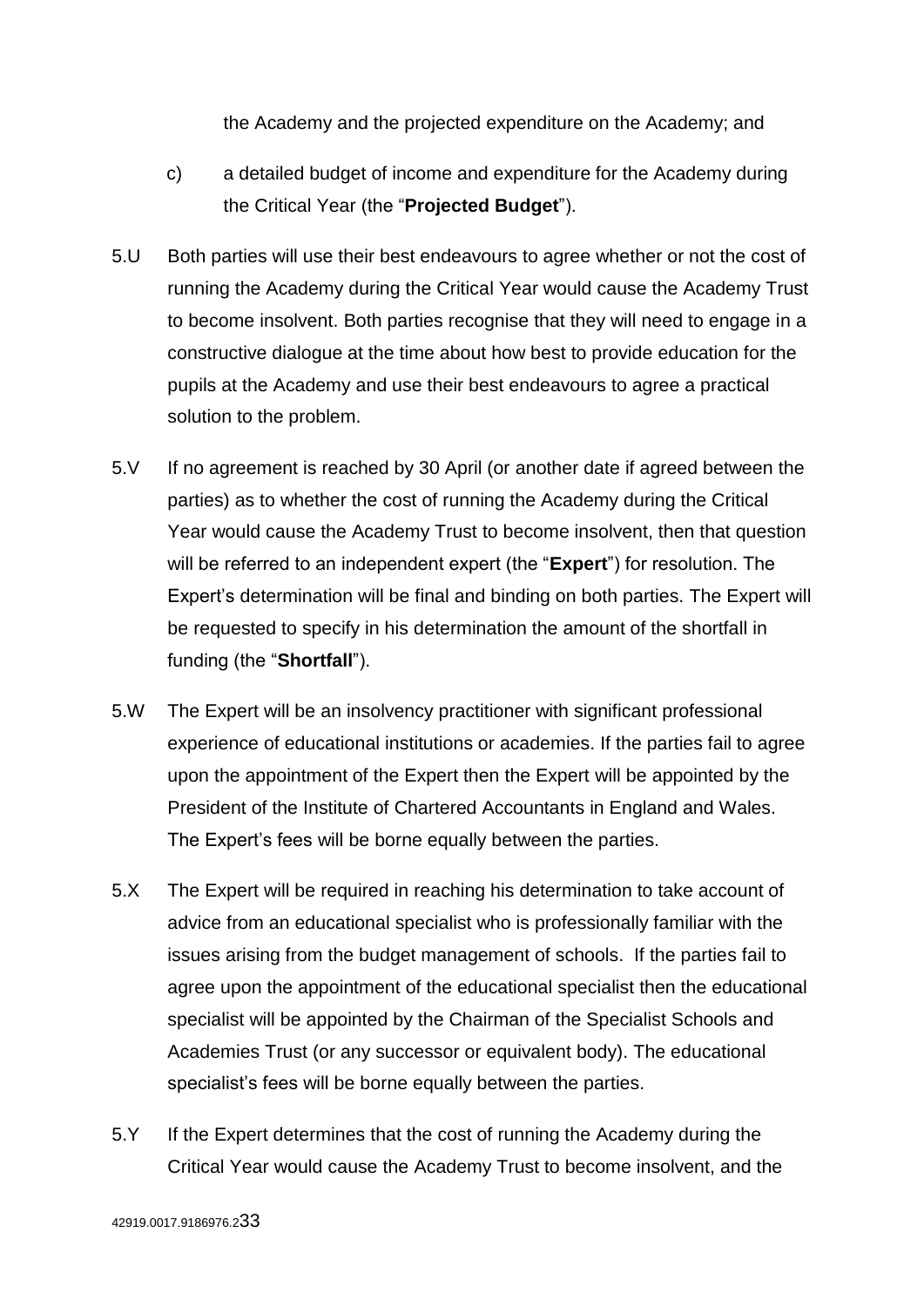the Academy and the projected expenditure on the Academy; and

c) a detailed budget of income and expenditure for the Academy during the Critical Year (the "**Projected Budget**").

5.U Both parties will use their best endeavours to agree whether or not the cost of running the Academy during the Critical Year would cause the Academy Trust to become insolvent. Both parties recognise that they will need to engage in a constructive dialogue at the time about how best to provide education for the pupils at the Academy and use their best endeavours to agree a practical solution to the problem.

5.V If no agreement is reached by 30 April (or another date if agreed between the parties) as to whether the cost of running the Academy during the Critical Year would cause the Academy Trust to become insolvent, then that question will be referred to an independent expert (the "**Expert**") for resolution. The Expert's determination will be final and binding on both parties. The Expert will be requested to specify in his determination the amount of the shortfall in funding (the "**Shortfall**").

5.W The Expert will be an insolvency practitioner with significant professional experience of educational institutions or academies. If the parties fail to agree upon the appointment of the Expert then the Expert will be appointed by the President of the Institute of Chartered Accountants in England and Wales. The Expert's fees will be borne equally between the parties.

5.X The Expert will be required in reaching his determination to take account of advice from an educational specialist who is professionally familiar with the issues arising from the budget management of schools. If the parties fail to agree upon the appointment of the educational specialist then the educational specialist will be appointed by the Chairman of the Specialist Schools and Academies Trust (or any successor or equivalent body). The educational specialist's fees will be borne equally between the parties.

5.Y If the Expert determines that the cost of running the Academy during the Critical Year would cause the Academy Trust to become insolvent, and the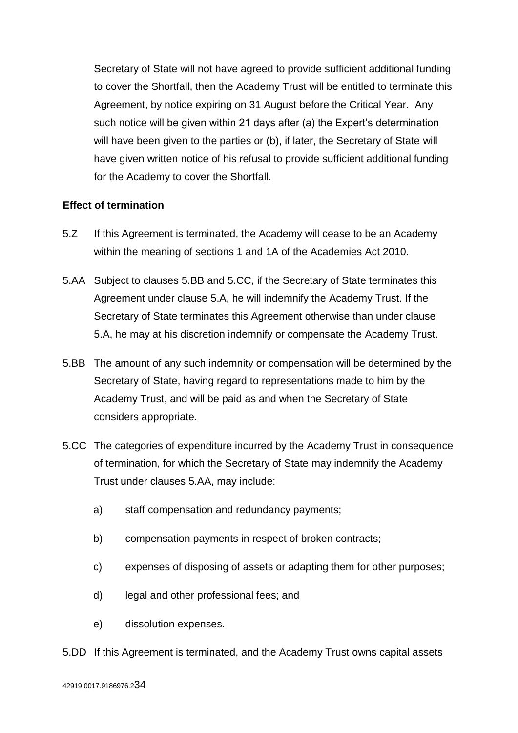Secretary of State will not have agreed to provide sufficient additional funding to cover the Shortfall, then the Academy Trust will be entitled to terminate this Agreement, by notice expiring on 31 August before the Critical Year. Any such notice will be given within 21 days after (a) the Expert's determination will have been given to the parties or (b), if later, the Secretary of State will have given written notice of his refusal to provide sufficient additional funding for the Academy to cover the Shortfall.

**Effect of termination**

5.Z If this Agreement is terminated, the Academy will cease to be an Academy within the meaning of sections 1 and 1A of the Academies Act 2010.

5.AA Subject to clauses 5.BB and 5.CC, if the Secretary of State terminates this Agreement under clause 5.A, he will indemnify the Academy Trust. If the Secretary of State terminates this Agreement otherwise than under clause 5.A, he may at his discretion indemnify or compensate the Academy Trust.

5.BB The amount of any such indemnity or compensation will be determined by the Secretary of State, having regard to representations made to him by the Academy Trust, and will be paid as and when the Secretary of State considers appropriate.

5.CC The categories of expenditure incurred by the Academy Trust in consequence of termination, for which the Secretary of State may indemnify the Academy Trust under clauses 5.AA, may include:

a) staff compensation and redundancy payments;

b) compensation payments in respect of broken contracts;

c) expenses of disposing of assets or adapting them for other purposes;

d) legal and other professional fees; and

e) dissolution expenses.

5.DD If this Agreement is terminated, and the Academy Trust owns capital assets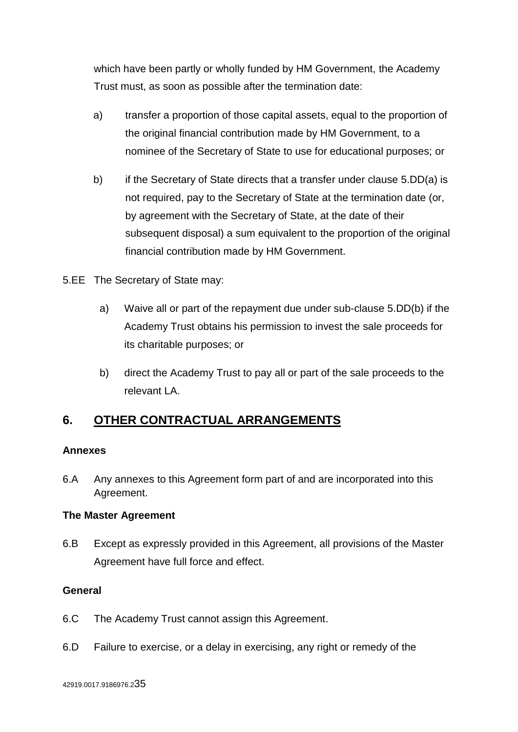which have been partly or wholly funded by HM Government, the Academy Trust must, as soon as possible after the termination date:

a) transfer a proportion of those capital assets, equal to the proportion of the original financial contribution made by HM Government, to a nominee of the Secretary of State to use for educational purposes; or

b) if the Secretary of State directs that a transfer under clause 5.DD(a) is not required, pay to the Secretary of State at the termination date (or, by agreement with the Secretary of State, at the date of their subsequent disposal) a sum equivalent to the proportion of the original financial contribution made by HM Government.

5.EE The Secretary of State may:

a) Waive all or part of the repayment due under sub-clause 5.DD(b) if the Academy Trust obtains his permission to invest the sale proceeds for its charitable purposes; or

b) direct the Academy Trust to pay all or part of the sale proceeds to the relevant LA.

## 6. OTHER CONTRACTUAL ARRANGEMENTS

**Annexes**

6.A Any annexes to this Agreement form part of and are incorporated into this Agreement.

**The Master Agreement**

6.B Except as expressly provided in this Agreement, all provisions of the Master Agreement have full force and effect.

**General**

6.C The Academy Trust cannot assign this Agreement.

6.D Failure to exercise, or a delay in exercising, any right or remedy of the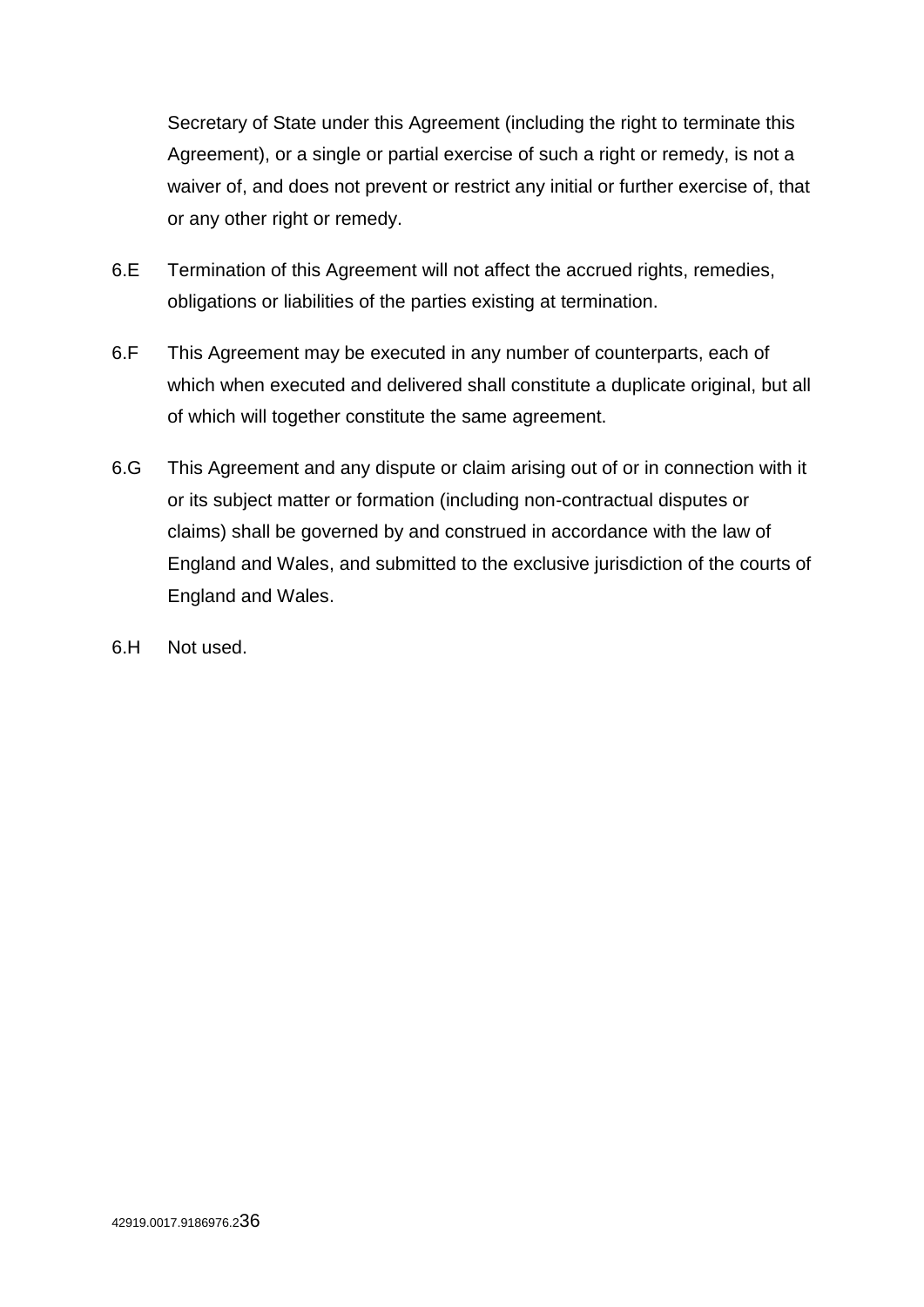Secretary of State under this Agreement (including the right to terminate this Agreement), or a single or partial exercise of such a right or remedy, is not a waiver of, and does not prevent or restrict any initial or further exercise of, that or any other right or remedy.

6.E Termination of this Agreement will not affect the accrued rights, remedies, obligations or liabilities of the parties existing at termination.

6.F This Agreement may be executed in any number of counterparts, each of which when executed and delivered shall constitute a duplicate original, but all of which will together constitute the same agreement.

6.G This Agreement and any dispute or claim arising out of or in connection with it or its subject matter or formation (including non-contractual disputes or claims) shall be governed by and construed in accordance with the law of England and Wales, and submitted to the exclusive jurisdiction of the courts of England and Wales.

6.H Not used.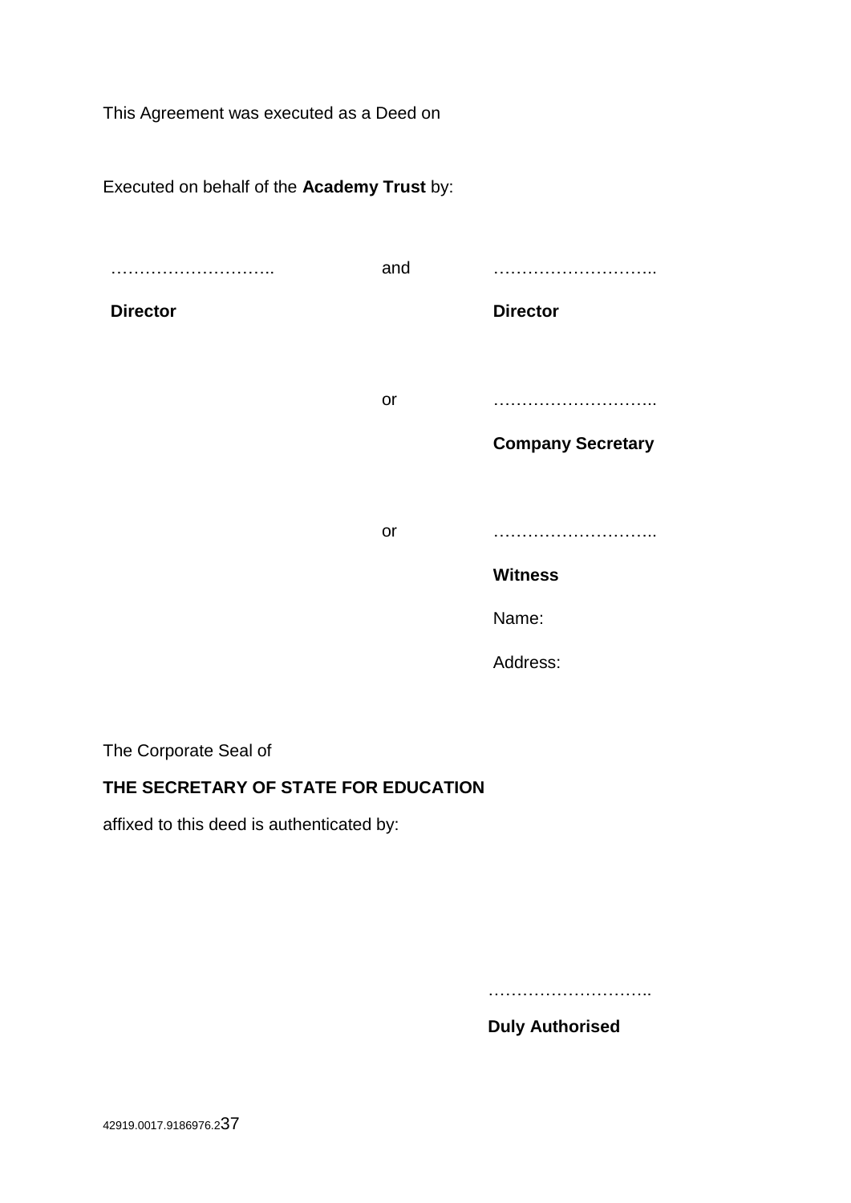This Agreement was executed as a Deed on

Executed on behalf of the **Academy Trust** by:

| | | |
|---|---|---|
| ……………………….. | and | ……………………….. |
| **Director** | | **Director** |
| | or | ……………………….. |
| | | **Company Secretary** |
| | or | ……………………….. |
| | | **Witness** |
| | | Name: |
| | | Address: |

The Corporate Seal of

**THE SECRETARY OF STATE FOR EDUCATION**

affixed to this deed is authenticated by:

………………………..

**Duly Authorised**

42919.0017.9186976.2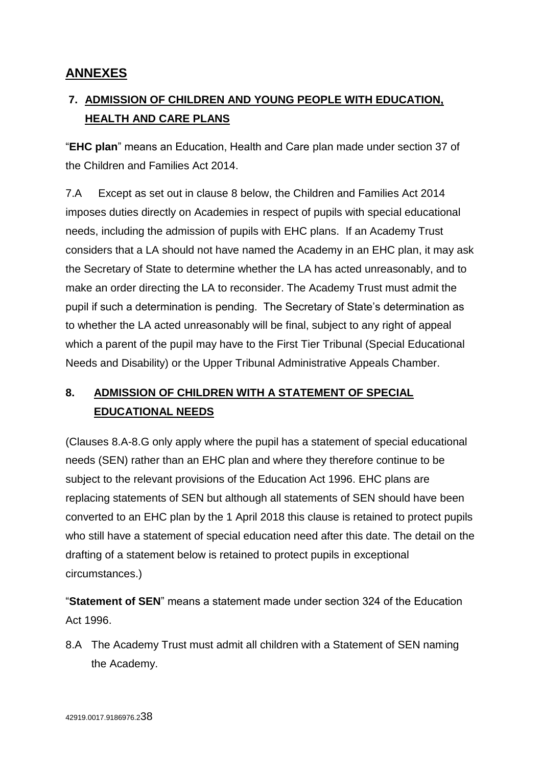## ANNEXES

### 7. ADMISSION OF CHILDREN AND YOUNG PEOPLE WITH EDUCATION, HEALTH AND CARE PLANS

"**EHC plan**" means an Education, Health and Care plan made under section 37 of the Children and Families Act 2014.

7.A Except as set out in clause 8 below, the Children and Families Act 2014 imposes duties directly on Academies in respect of pupils with special educational needs, including the admission of pupils with EHC plans. If an Academy Trust considers that a LA should not have named the Academy in an EHC plan, it may ask the Secretary of State to determine whether the LA has acted unreasonably, and to make an order directing the LA to reconsider. The Academy Trust must admit the pupil if such a determination is pending. The Secretary of State's determination as to whether the LA acted unreasonably will be final, subject to any right of appeal which a parent of the pupil may have to the First Tier Tribunal (Special Educational Needs and Disability) or the Upper Tribunal Administrative Appeals Chamber.

### 8. ADMISSION OF CHILDREN WITH A STATEMENT OF SPECIAL EDUCATIONAL NEEDS

(Clauses 8.A-8.G only apply where the pupil has a statement of special educational needs (SEN) rather than an EHC plan and where they therefore continue to be subject to the relevant provisions of the Education Act 1996. EHC plans are replacing statements of SEN but although all statements of SEN should have been converted to an EHC plan by the 1 April 2018 this clause is retained to protect pupils who still have a statement of special education need after this date. The detail on the drafting of a statement below is retained to protect pupils in exceptional circumstances.)

"**Statement of SEN**" means a statement made under section 324 of the Education Act 1996.

8.A The Academy Trust must admit all children with a Statement of SEN naming the Academy.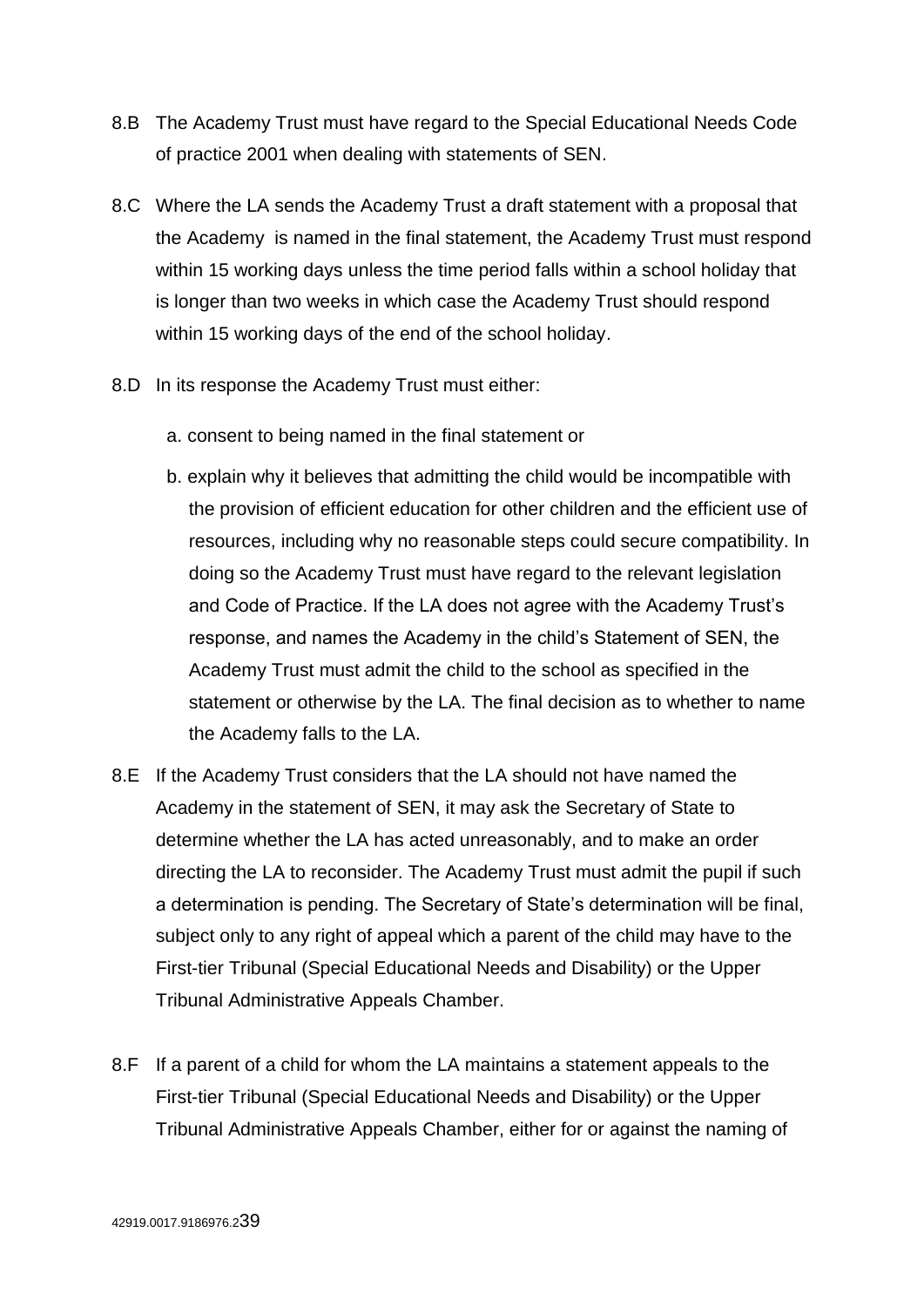8.B The Academy Trust must have regard to the Special Educational Needs Code of practice 2001 when dealing with statements of SEN.

8.C Where the LA sends the Academy Trust a draft statement with a proposal that the Academy is named in the final statement, the Academy Trust must respond within 15 working days unless the time period falls within a school holiday that is longer than two weeks in which case the Academy Trust should respond within 15 working days of the end of the school holiday.

8.D In its response the Academy Trust must either:

a. consent to being named in the final statement or

b. explain why it believes that admitting the child would be incompatible with the provision of efficient education for other children and the efficient use of resources, including why no reasonable steps could secure compatibility. In doing so the Academy Trust must have regard to the relevant legislation and Code of Practice. If the LA does not agree with the Academy Trust's response, and names the Academy in the child's Statement of SEN, the Academy Trust must admit the child to the school as specified in the statement or otherwise by the LA. The final decision as to whether to name the Academy falls to the LA.

8.E If the Academy Trust considers that the LA should not have named the Academy in the statement of SEN, it may ask the Secretary of State to determine whether the LA has acted unreasonably, and to make an order directing the LA to reconsider. The Academy Trust must admit the pupil if such a determination is pending. The Secretary of State's determination will be final, subject only to any right of appeal which a parent of the child may have to the First-tier Tribunal (Special Educational Needs and Disability) or the Upper Tribunal Administrative Appeals Chamber.

8.F If a parent of a child for whom the LA maintains a statement appeals to the First-tier Tribunal (Special Educational Needs and Disability) or the Upper Tribunal Administrative Appeals Chamber, either for or against the naming of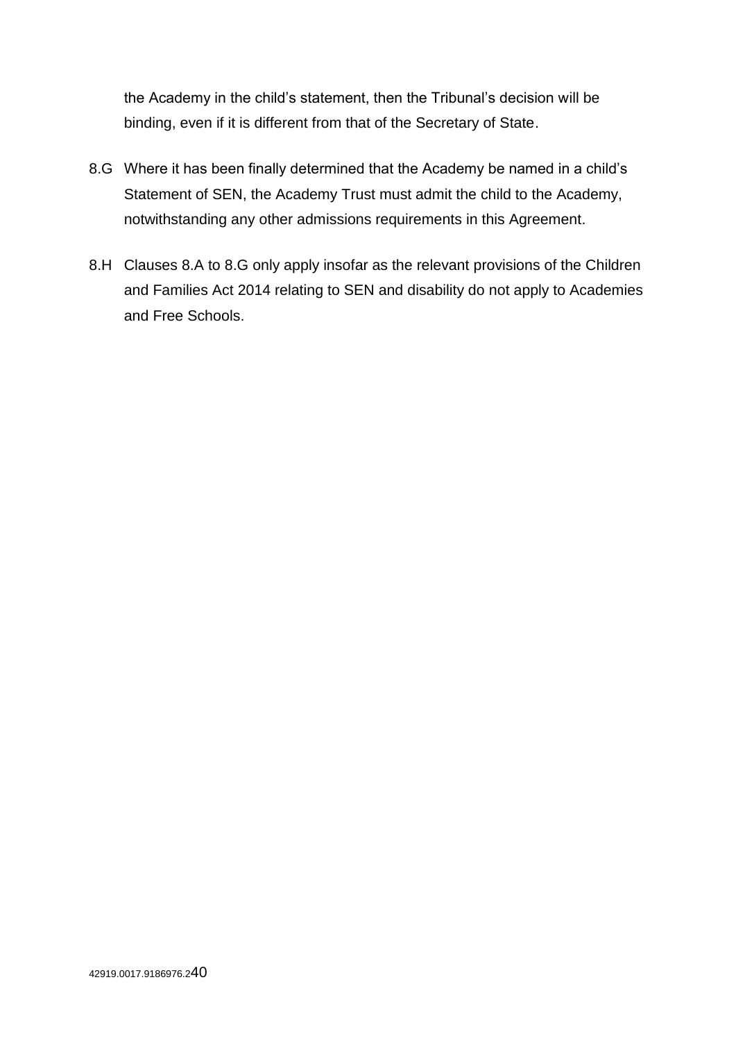the Academy in the child's statement, then the Tribunal's decision will be binding, even if it is different from that of the Secretary of State.

8.G Where it has been finally determined that the Academy be named in a child's Statement of SEN, the Academy Trust must admit the child to the Academy, notwithstanding any other admissions requirements in this Agreement.

8.H Clauses 8.A to 8.G only apply insofar as the relevant provisions of the Children and Families Act 2014 relating to SEN and disability do not apply to Academies and Free Schools.

42919.0017.9186976.2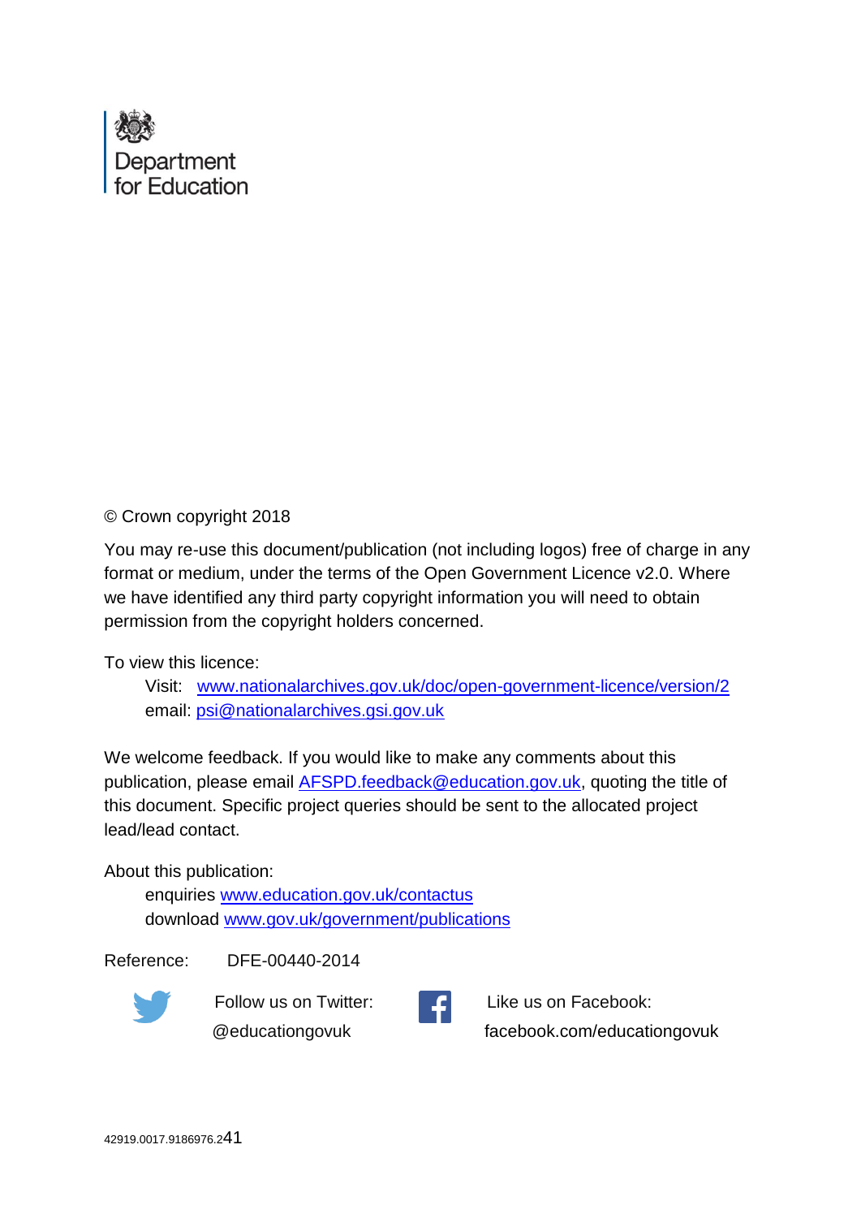Department for Education

© Crown copyright 2018

You may re-use this document/publication (not including logos) free of charge in any format or medium, under the terms of the Open Government Licence v2.0. Where we have identified any third party copyright information you will need to obtain permission from the copyright holders concerned.

To view this licence:

Visit: www.nationalarchives.gov.uk/doc/open-government-licence/version/2
email: psi@nationalarchives.gsi.gov.uk

We welcome feedback. If you would like to make any comments about this publication, please email AFSPD.feedback@education.gov.uk, quoting the title of this document. Specific project queries should be sent to the allocated project lead/lead contact.

About this publication:

enquiries www.education.gov.uk/contactus
download www.gov.uk/government/publications

Reference: DFE-00440-2014

Follow us on Twitter: @educationgovuk

Like us on Facebook: facebook.com/educationgovuk

42919.0017.9186976.2